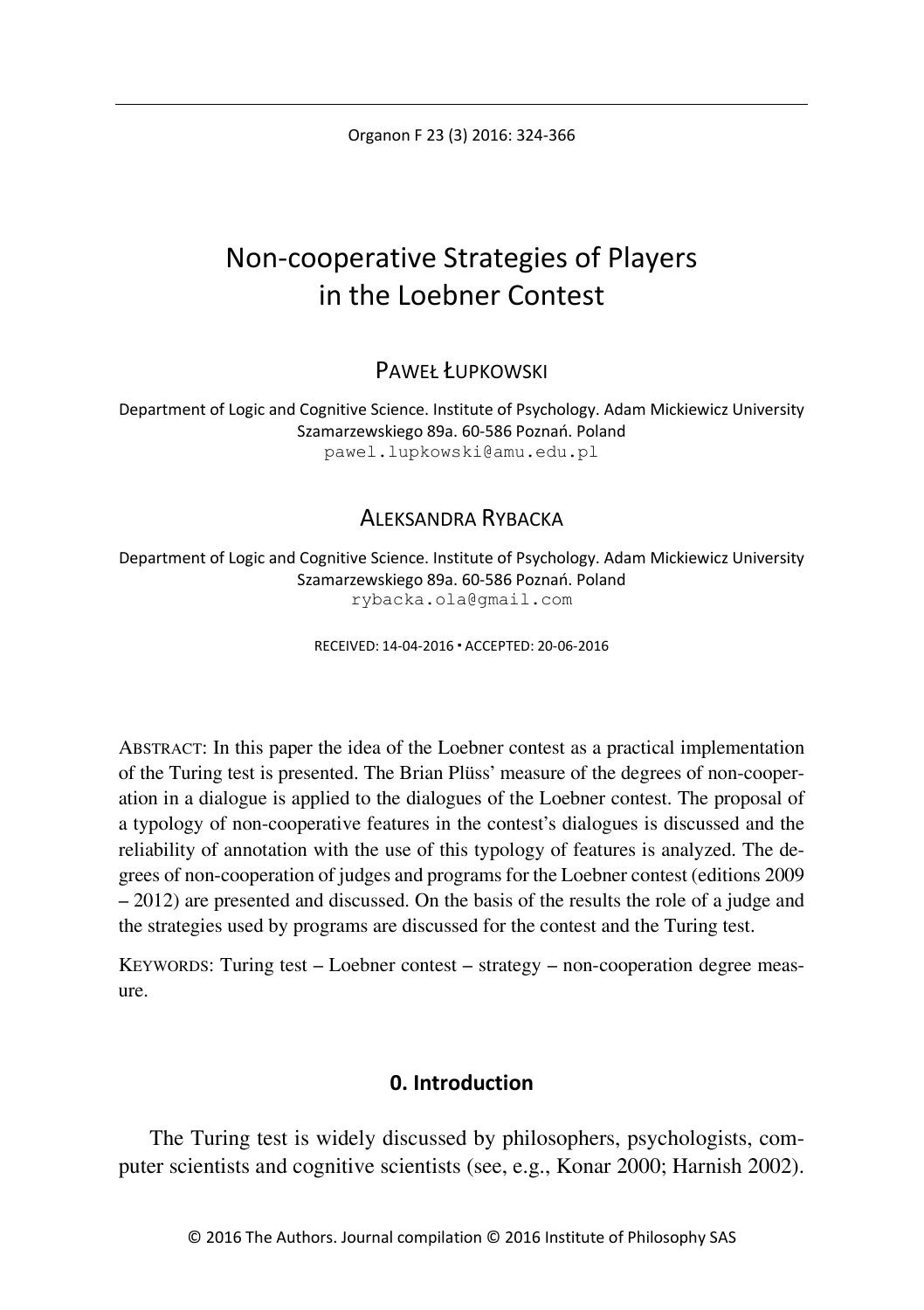# Non-cooperative Strategies of Players in the Loebner Contest

PAWEŁ ŁUPKOWSKI

Department of Logic and Cognitive Science. Institute of Psychology. Adam Mickiewicz University
Szamarzewskiego 89a. 60-586 Poznań. Poland
pawel.lupkowski@amu.edu.pl

ALEKSANDRA RYBACKA

Department of Logic and Cognitive Science. Institute of Psychology. Adam Mickiewicz University
Szamarzewskiego 89a. 60-586 Poznań. Poland
rybacka.ola@gmail.com

RECEIVED: 14-04-2016 ▪ ACCEPTED: 20-06-2016

ABSTRACT: In this paper the idea of the Loebner contest as a practical implementation of the Turing test is presented. The Brian Plüss' measure of the degrees of non-cooperation in a dialogue is applied to the dialogues of the Loebner contest. The proposal of a typology of non-cooperative features in the contest's dialogues is discussed and the reliability of annotation with the use of this typology of features is analyzed. The degrees of non-cooperation of judges and programs for the Loebner contest (editions 2009 – 2012) are presented and discussed. On the basis of the results the role of a judge and the strategies used by programs are discussed for the contest and the Turing test.

KEYWORDS: Turing test – Loebner contest – strategy – non-cooperation degree measure.

## 0. Introduction

The Turing test is widely discussed by philosophers, psychologists, computer scientists and cognitive scientists (see, e.g., Konar 2000; Harnish 2002).

© 2016 The Authors. Journal compilation © 2016 Institute of Philosophy SAS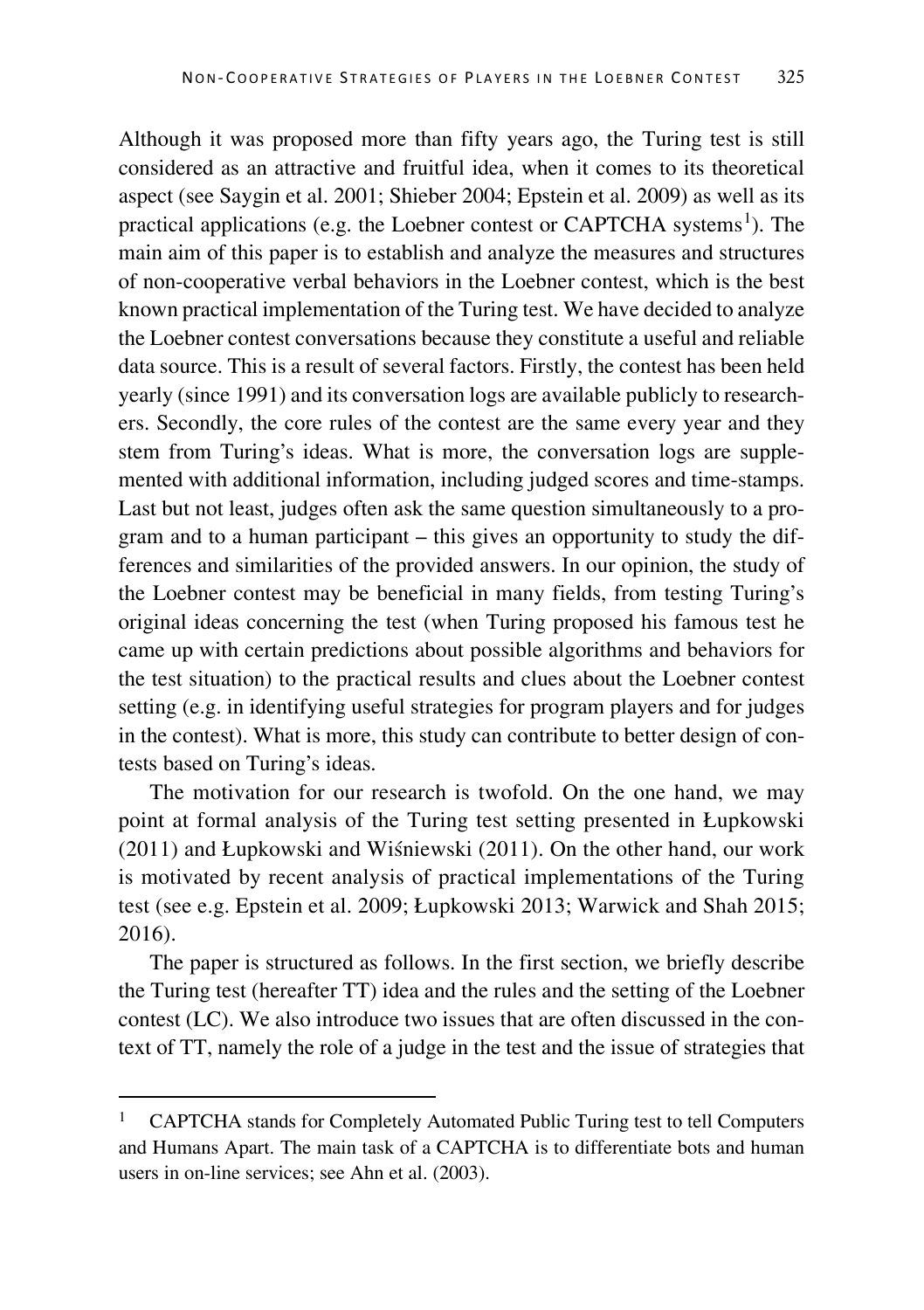Although it was proposed more than fifty years ago, the Turing test is still considered as an attractive and fruitful idea, when it comes to its theoretical aspect (see Saygin et al. 2001; Shieber 2004; Epstein et al. 2009) as well as its practical applications (e.g. the Loebner contest or CAPTCHA systems[1]). The main aim of this paper is to establish and analyze the measures and structures of non-cooperative verbal behaviors in the Loebner contest, which is the best known practical implementation of the Turing test. We have decided to analyze the Loebner contest conversations because they constitute a useful and reliable data source. This is a result of several factors. Firstly, the contest has been held yearly (since 1991) and its conversation logs are available publicly to researchers. Secondly, the core rules of the contest are the same every year and they stem from Turing's ideas. What is more, the conversation logs are supplemented with additional information, including judged scores and time-stamps. Last but not least, judges often ask the same question simultaneously to a program and to a human participant – this gives an opportunity to study the differences and similarities of the provided answers. In our opinion, the study of the Loebner contest may be beneficial in many fields, from testing Turing's original ideas concerning the test (when Turing proposed his famous test he came up with certain predictions about possible algorithms and behaviors for the test situation) to the practical results and clues about the Loebner contest setting (e.g. in identifying useful strategies for program players and for judges in the contest). What is more, this study can contribute to better design of contests based on Turing's ideas.

The motivation for our research is twofold. On the one hand, we may point at formal analysis of the Turing test setting presented in Łupkowski (2011) and Łupkowski and Wiśniewski (2011). On the other hand, our work is motivated by recent analysis of practical implementations of the Turing test (see e.g. Epstein et al. 2009; Łupkowski 2013; Warwick and Shah 2015; 2016).

The paper is structured as follows. In the first section, we briefly describe the Turing test (hereafter TT) idea and the rules and the setting of the Loebner contest (LC). We also introduce two issues that are often discussed in the context of TT, namely the role of a judge in the test and the issue of strategies that

[1] CAPTCHA stands for Completely Automated Public Turing test to tell Computers and Humans Apart. The main task of a CAPTCHA is to differentiate bots and human users in on-line services; see Ahn et al. (2003).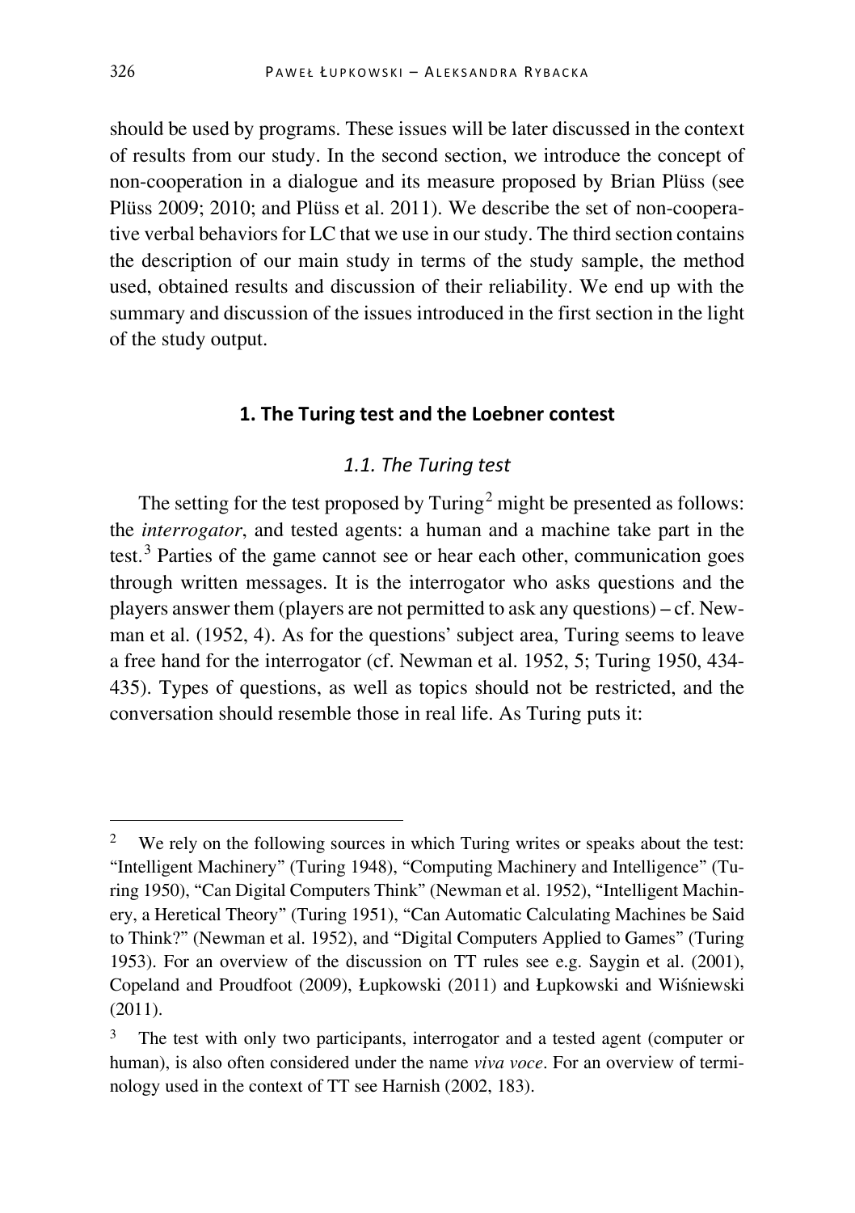should be used by programs. These issues will be later discussed in the context of results from our study. In the second section, we introduce the concept of non-cooperation in a dialogue and its measure proposed by Brian Plüss (see Plüss 2009; 2010; and Plüss et al. 2011). We describe the set of non-cooperative verbal behaviors for LC that we use in our study. The third section contains the description of our main study in terms of the study sample, the method used, obtained results and discussion of their reliability. We end up with the summary and discussion of the issues introduced in the first section in the light of the study output.

## 1. The Turing test and the Loebner contest

### *1.1. The Turing test*

The setting for the test proposed by Turing[2] might be presented as follows: the *interrogator*, and tested agents: a human and a machine take part in the test.[3] Parties of the game cannot see or hear each other, communication goes through written messages. It is the interrogator who asks questions and the players answer them (players are not permitted to ask any questions) – cf. Newman et al. (1952, 4). As for the questions' subject area, Turing seems to leave a free hand for the interrogator (cf. Newman et al. 1952, 5; Turing 1950, 434-435). Types of questions, as well as topics should not be restricted, and the conversation should resemble those in real life. As Turing puts it:

---

[2] We rely on the following sources in which Turing writes or speaks about the test: "Intelligent Machinery" (Turing 1948), "Computing Machinery and Intelligence" (Turing 1950), "Can Digital Computers Think" (Newman et al. 1952), "Intelligent Machinery, a Heretical Theory" (Turing 1951), "Can Automatic Calculating Machines be Said to Think?" (Newman et al. 1952), and "Digital Computers Applied to Games" (Turing 1953). For an overview of the discussion on TT rules see e.g. Saygin et al. (2001), Copeland and Proudfoot (2009), Łupkowski (2011) and Łupkowski and Wiśniewski (2011).

[3] The test with only two participants, interrogator and a tested agent (computer or human), is also often considered under the name *viva voce*. For an overview of terminology used in the context of TT see Harnish (2002, 183).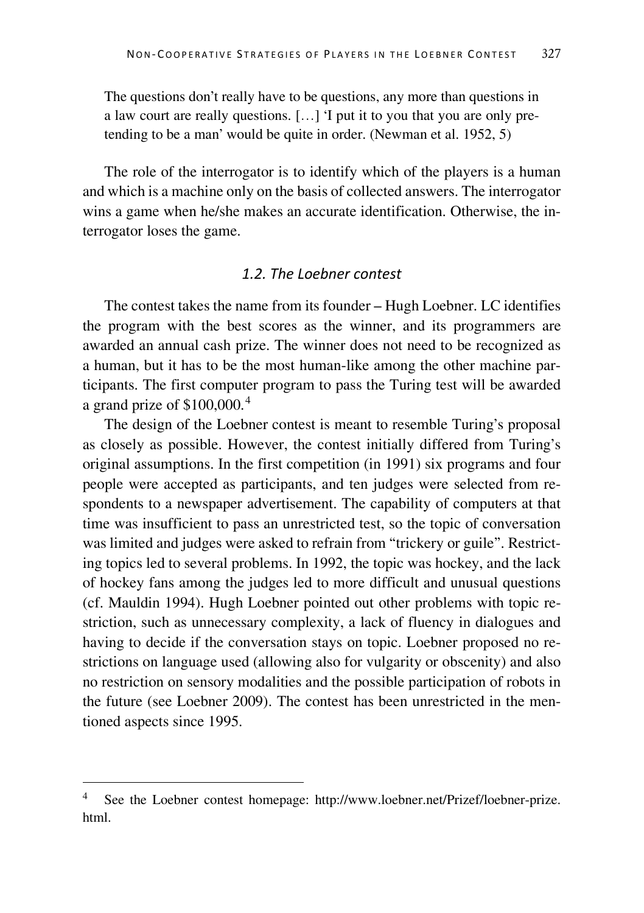> The questions don't really have to be questions, any more than questions in a law court are really questions. […] 'I put it to you that you are only pretending to be a man' would be quite in order. (Newman et al. 1952, 5)

The role of the interrogator is to identify which of the players is a human and which is a machine only on the basis of collected answers. The interrogator wins a game when he/she makes an accurate identification. Otherwise, the interrogator loses the game.

### *1.2. The Loebner contest*

The contest takes the name from its founder – Hugh Loebner. LC identifies the program with the best scores as the winner, and its programmers are awarded an annual cash prize. The winner does not need to be recognized as a human, but it has to be the most human-like among the other machine participants. The first computer program to pass the Turing test will be awarded a grand prize of $100,000.[4]

The design of the Loebner contest is meant to resemble Turing's proposal as closely as possible. However, the contest initially differed from Turing's original assumptions. In the first competition (in 1991) six programs and four people were accepted as participants, and ten judges were selected from respondents to a newspaper advertisement. The capability of computers at that time was insufficient to pass an unrestricted test, so the topic of conversation was limited and judges were asked to refrain from "trickery or guile". Restricting topics led to several problems. In 1992, the topic was hockey, and the lack of hockey fans among the judges led to more difficult and unusual questions (cf. Mauldin 1994). Hugh Loebner pointed out other problems with topic restriction, such as unnecessary complexity, a lack of fluency in dialogues and having to decide if the conversation stays on topic. Loebner proposed no restrictions on language used (allowing also for vulgarity or obscenity) and also no restriction on sensory modalities and the possible participation of robots in the future (see Loebner 2009). The contest has been unrestricted in the mentioned aspects since 1995.

---

[4] See the Loebner contest homepage: http://www.loebner.net/Prizef/loebner-prize.html.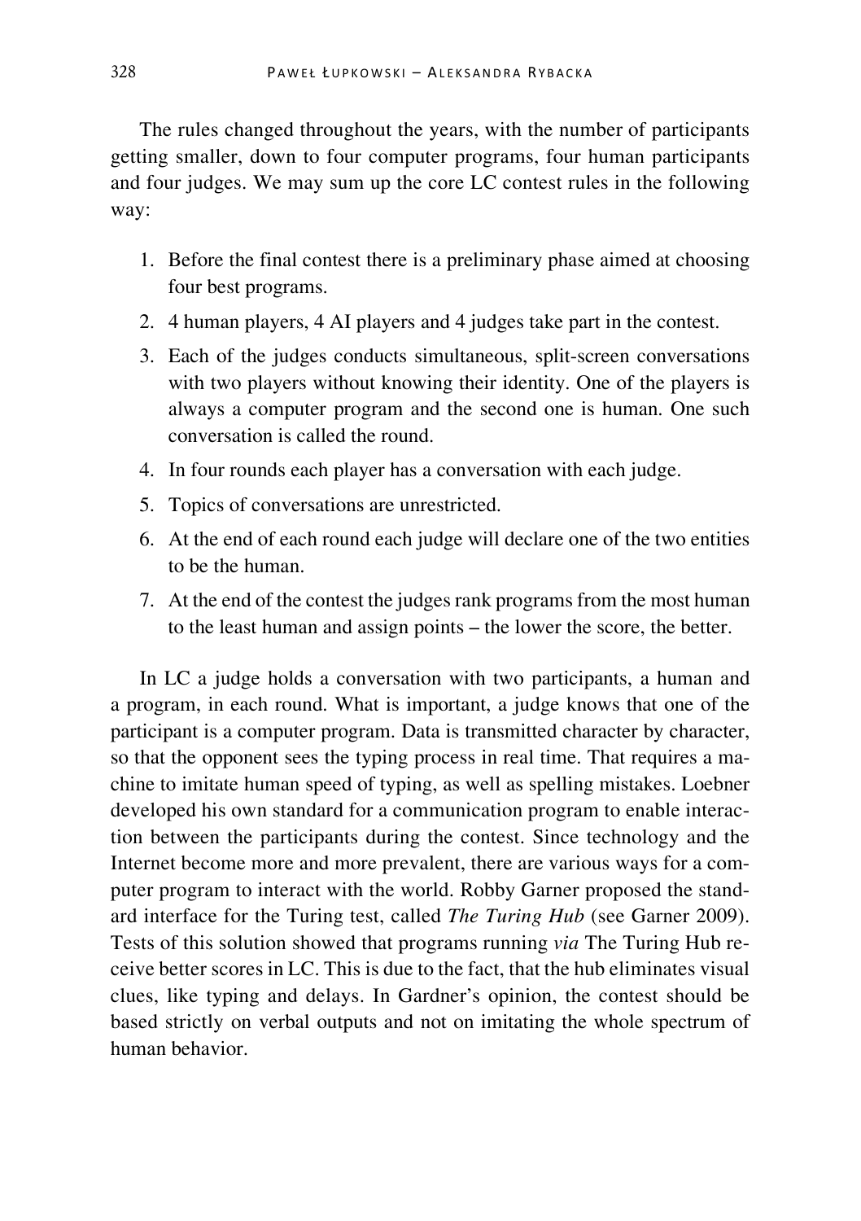The rules changed throughout the years, with the number of participants getting smaller, down to four computer programs, four human participants and four judges. We may sum up the core LC contest rules in the following way:

1. Before the final contest there is a preliminary phase aimed at choosing four best programs.
2. 4 human players, 4 AI players and 4 judges take part in the contest.
3. Each of the judges conducts simultaneous, split-screen conversations with two players without knowing their identity. One of the players is always a computer program and the second one is human. One such conversation is called the round.
4. In four rounds each player has a conversation with each judge.
5. Topics of conversations are unrestricted.
6. At the end of each round each judge will declare one of the two entities to be the human.
7. At the end of the contest the judges rank programs from the most human to the least human and assign points – the lower the score, the better.

In LC a judge holds a conversation with two participants, a human and a program, in each round. What is important, a judge knows that one of the participant is a computer program. Data is transmitted character by character, so that the opponent sees the typing process in real time. That requires a machine to imitate human speed of typing, as well as spelling mistakes. Loebner developed his own standard for a communication program to enable interaction between the participants during the contest. Since technology and the Internet become more and more prevalent, there are various ways for a computer program to interact with the world. Robby Garner proposed the standard interface for the Turing test, called *The Turing Hub* (see Garner 2009). Tests of this solution showed that programs running *via* The Turing Hub receive better scores in LC. This is due to the fact, that the hub eliminates visual clues, like typing and delays. In Gardner's opinion, the contest should be based strictly on verbal outputs and not on imitating the whole spectrum of human behavior.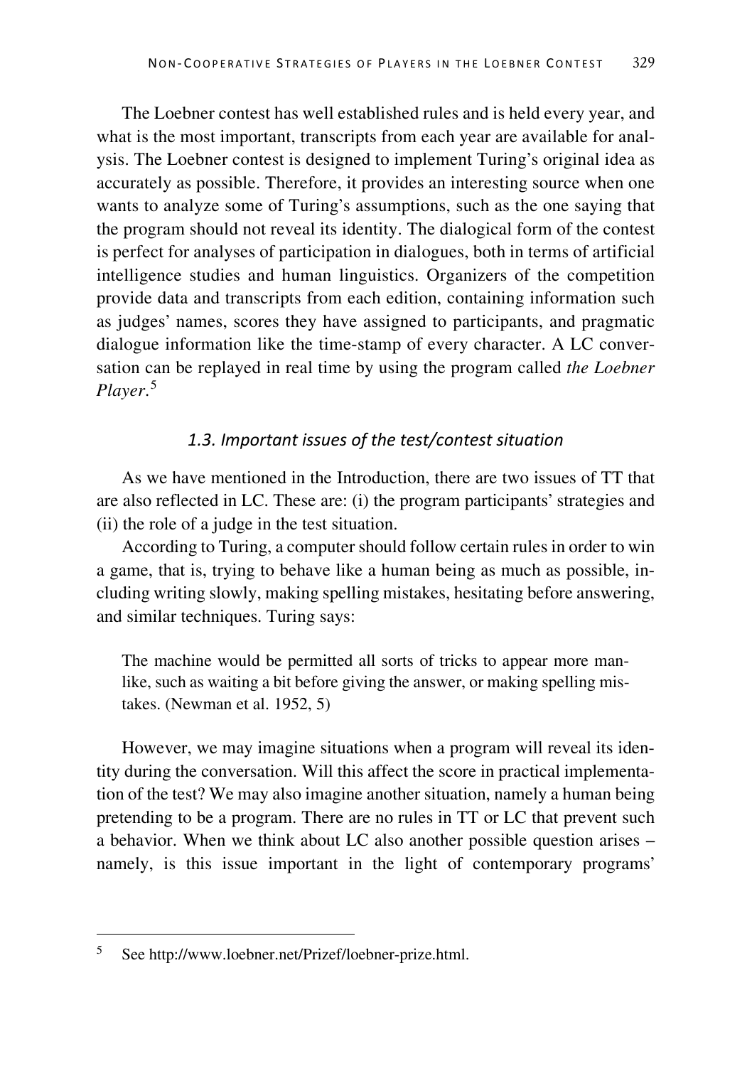The Loebner contest has well established rules and is held every year, and what is the most important, transcripts from each year are available for analysis. The Loebner contest is designed to implement Turing's original idea as accurately as possible. Therefore, it provides an interesting source when one wants to analyze some of Turing's assumptions, such as the one saying that the program should not reveal its identity. The dialogical form of the contest is perfect for analyses of participation in dialogues, both in terms of artificial intelligence studies and human linguistics. Organizers of the competition provide data and transcripts from each edition, containing information such as judges' names, scores they have assigned to participants, and pragmatic dialogue information like the time-stamp of every character. A LC conversation can be replayed in real time by using the program called *the Loebner Player*.[5]

### *1.3. Important issues of the test/contest situation*

As we have mentioned in the Introduction, there are two issues of TT that are also reflected in LC. These are: (i) the program participants' strategies and (ii) the role of a judge in the test situation.

According to Turing, a computer should follow certain rules in order to win a game, that is, trying to behave like a human being as much as possible, including writing slowly, making spelling mistakes, hesitating before answering, and similar techniques. Turing says:

> The machine would be permitted all sorts of tricks to appear more man-like, such as waiting a bit before giving the answer, or making spelling mistakes. (Newman et al. 1952, 5)

However, we may imagine situations when a program will reveal its identity during the conversation. Will this affect the score in practical implementation of the test? We may also imagine another situation, namely a human being pretending to be a program. There are no rules in TT or LC that prevent such a behavior. When we think about LC also another possible question arises – namely, is this issue important in the light of contemporary programs'

[5] See http://www.loebner.net/Prizef/loebner-prize.html.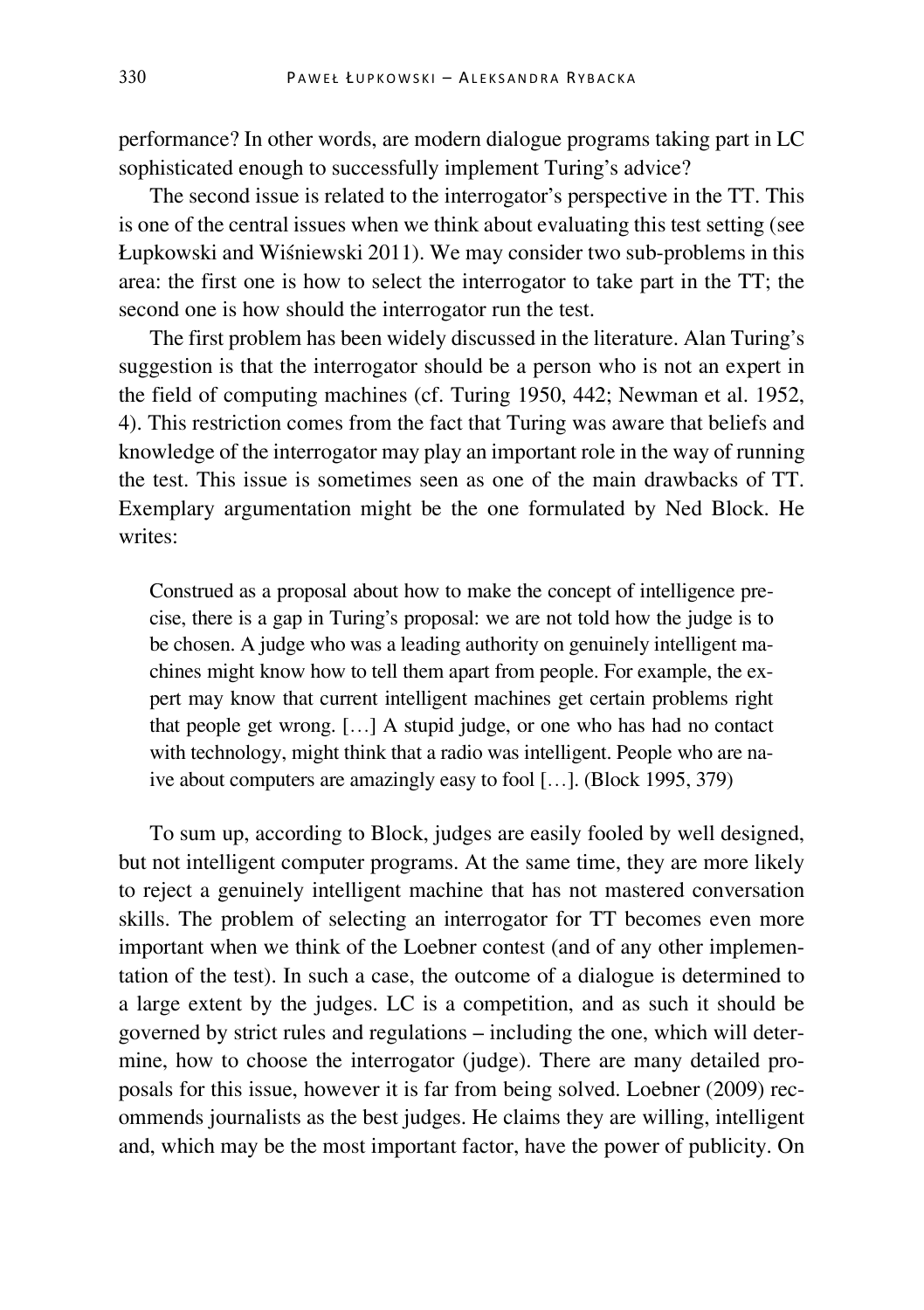performance? In other words, are modern dialogue programs taking part in LC sophisticated enough to successfully implement Turing's advice?

The second issue is related to the interrogator's perspective in the TT. This is one of the central issues when we think about evaluating this test setting (see Łupkowski and Wiśniewski 2011). We may consider two sub-problems in this area: the first one is how to select the interrogator to take part in the TT; the second one is how should the interrogator run the test.

The first problem has been widely discussed in the literature. Alan Turing's suggestion is that the interrogator should be a person who is not an expert in the field of computing machines (cf. Turing 1950, 442; Newman et al. 1952, 4). This restriction comes from the fact that Turing was aware that beliefs and knowledge of the interrogator may play an important role in the way of running the test. This issue is sometimes seen as one of the main drawbacks of TT. Exemplary argumentation might be the one formulated by Ned Block. He writes:

> Construed as a proposal about how to make the concept of intelligence precise, there is a gap in Turing's proposal: we are not told how the judge is to be chosen. A judge who was a leading authority on genuinely intelligent machines might know how to tell them apart from people. For example, the expert may know that current intelligent machines get certain problems right that people get wrong. […] A stupid judge, or one who has had no contact with technology, might think that a radio was intelligent. People who are naive about computers are amazingly easy to fool […]. (Block 1995, 379)

To sum up, according to Block, judges are easily fooled by well designed, but not intelligent computer programs. At the same time, they are more likely to reject a genuinely intelligent machine that has not mastered conversation skills. The problem of selecting an interrogator for TT becomes even more important when we think of the Loebner contest (and of any other implementation of the test). In such a case, the outcome of a dialogue is determined to a large extent by the judges. LC is a competition, and as such it should be governed by strict rules and regulations – including the one, which will determine, how to choose the interrogator (judge). There are many detailed proposals for this issue, however it is far from being solved. Loebner (2009) recommends journalists as the best judges. He claims they are willing, intelligent and, which may be the most important factor, have the power of publicity. On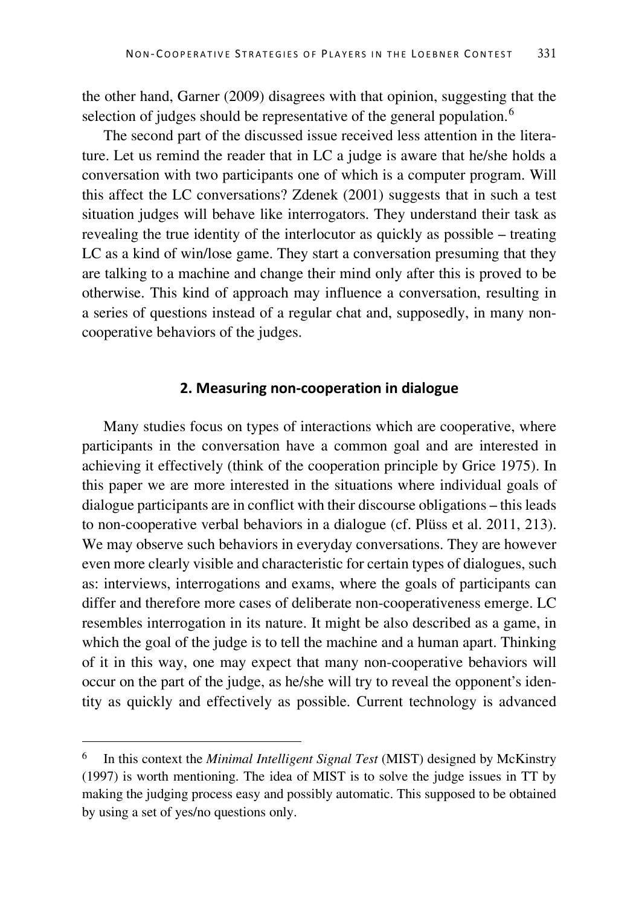the other hand, Garner (2009) disagrees with that opinion, suggesting that the selection of judges should be representative of the general population.[6]

The second part of the discussed issue received less attention in the literature. Let us remind the reader that in LC a judge is aware that he/she holds a conversation with two participants one of which is a computer program. Will this affect the LC conversations? Zdenek (2001) suggests that in such a test situation judges will behave like interrogators. They understand their task as revealing the true identity of the interlocutor as quickly as possible – treating LC as a kind of win/lose game. They start a conversation presuming that they are talking to a machine and change their mind only after this is proved to be otherwise. This kind of approach may influence a conversation, resulting in a series of questions instead of a regular chat and, supposedly, in many non-cooperative behaviors of the judges.

## 2. Measuring non-cooperation in dialogue

Many studies focus on types of interactions which are cooperative, where participants in the conversation have a common goal and are interested in achieving it effectively (think of the cooperation principle by Grice 1975). In this paper we are more interested in the situations where individual goals of dialogue participants are in conflict with their discourse obligations – this leads to non-cooperative verbal behaviors in a dialogue (cf. Plüss et al. 2011, 213). We may observe such behaviors in everyday conversations. They are however even more clearly visible and characteristic for certain types of dialogues, such as: interviews, interrogations and exams, where the goals of participants can differ and therefore more cases of deliberate non-cooperativeness emerge. LC resembles interrogation in its nature. It might be also described as a game, in which the goal of the judge is to tell the machine and a human apart. Thinking of it in this way, one may expect that many non-cooperative behaviors will occur on the part of the judge, as he/she will try to reveal the opponent's identity as quickly and effectively as possible. Current technology is advanced

---

[6] In this context the *Minimal Intelligent Signal Test* (MIST) designed by McKinstry (1997) is worth mentioning. The idea of MIST is to solve the judge issues in TT by making the judging process easy and possibly automatic. This supposed to be obtained by using a set of yes/no questions only.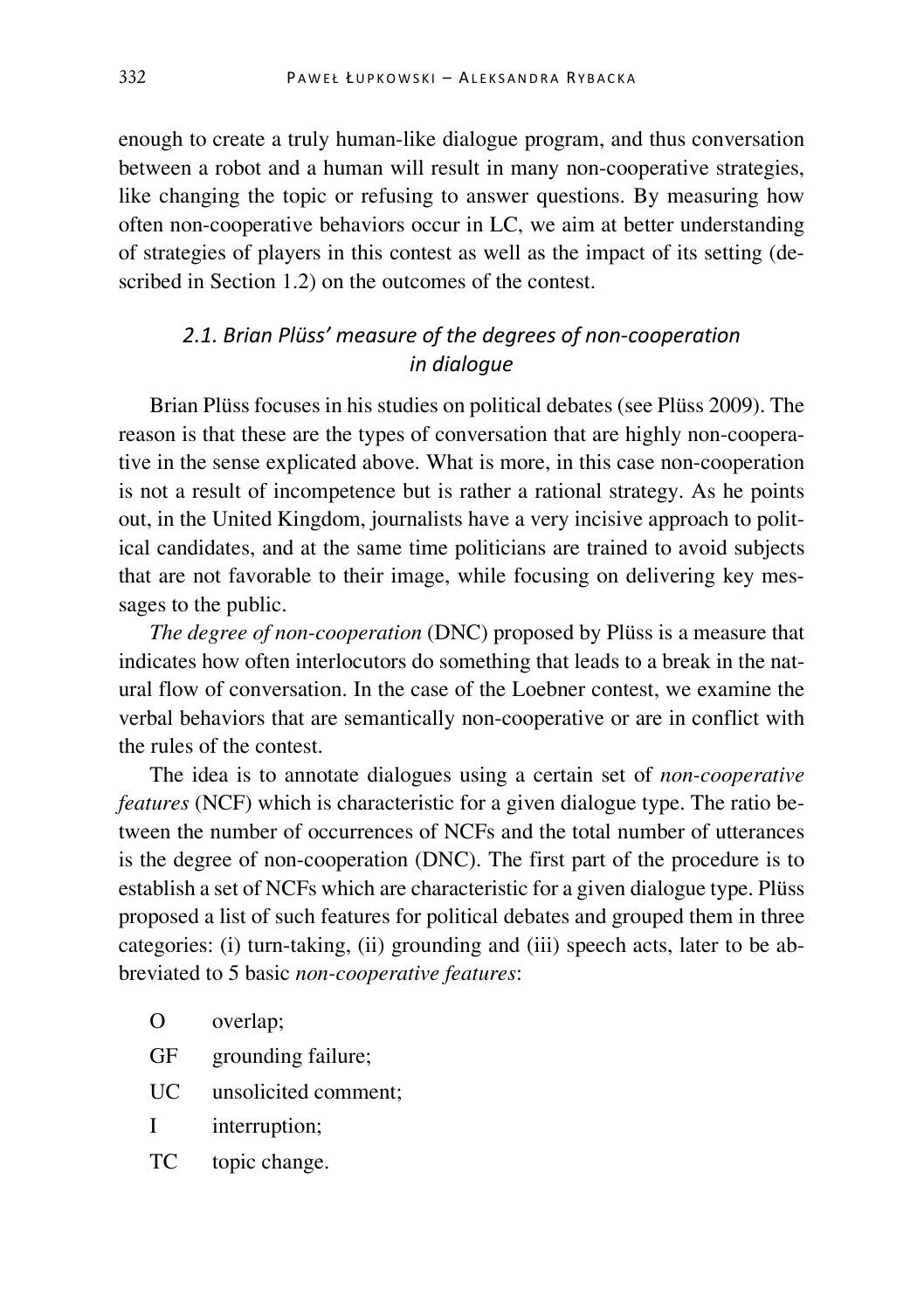enough to create a truly human-like dialogue program, and thus conversation between a robot and a human will result in many non-cooperative strategies, like changing the topic or refusing to answer questions. By measuring how often non-cooperative behaviors occur in LC, we aim at better understanding of strategies of players in this contest as well as the impact of its setting (described in Section 1.2) on the outcomes of the contest.

### *2.1. Brian Plüss' measure of the degrees of non-cooperation in dialogue*

Brian Plüss focuses in his studies on political debates (see Plüss 2009). The reason is that these are the types of conversation that are highly non-cooperative in the sense explicated above. What is more, in this case non-cooperation is not a result of incompetence but is rather a rational strategy. As he points out, in the United Kingdom, journalists have a very incisive approach to political candidates, and at the same time politicians are trained to avoid subjects that are not favorable to their image, while focusing on delivering key messages to the public.

*The degree of non-cooperation* (DNC) proposed by Plüss is a measure that indicates how often interlocutors do something that leads to a break in the natural flow of conversation. In the case of the Loebner contest, we examine the verbal behaviors that are semantically non-cooperative or are in conflict with the rules of the contest.

The idea is to annotate dialogues using a certain set of *non-cooperative features* (NCF) which is characteristic for a given dialogue type. The ratio between the number of occurrences of NCFs and the total number of utterances is the degree of non-cooperation (DNC). The first part of the procedure is to establish a set of NCFs which are characteristic for a given dialogue type. Plüss proposed a list of such features for political debates and grouped them in three categories: (i) turn-taking, (ii) grounding and (iii) speech acts, later to be abbreviated to 5 basic *non-cooperative features*:

- O overlap;
- GF grounding failure;
- UC unsolicited comment;
- I interruption;
- TC topic change.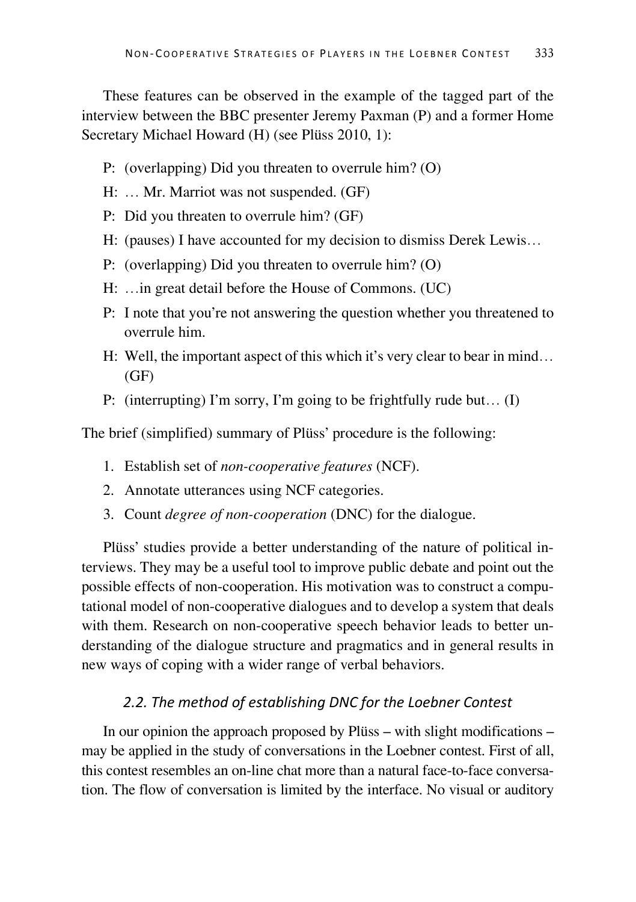These features can be observed in the example of the tagged part of the interview between the BBC presenter Jeremy Paxman (P) and a former Home Secretary Michael Howard (H) (see Plüss 2010, 1):

P: (overlapping) Did you threaten to overrule him? (O)

H: … Mr. Marriot was not suspended. (GF)

P: Did you threaten to overrule him? (GF)

H: (pauses) I have accounted for my decision to dismiss Derek Lewis…

P: (overlapping) Did you threaten to overrule him? (O)

H: …in great detail before the House of Commons. (UC)

P: I note that you're not answering the question whether you threatened to overrule him.

H: Well, the important aspect of this which it's very clear to bear in mind… (GF)

P: (interrupting) I'm sorry, I'm going to be frightfully rude but… (I)

The brief (simplified) summary of Plüss' procedure is the following:

1. Establish set of *non-cooperative features* (NCF).
2. Annotate utterances using NCF categories.
3. Count *degree of non-cooperation* (DNC) for the dialogue.

Plüss' studies provide a better understanding of the nature of political interviews. They may be a useful tool to improve public debate and point out the possible effects of non-cooperation. His motivation was to construct a computational model of non-cooperative dialogues and to develop a system that deals with them. Research on non-cooperative speech behavior leads to better understanding of the dialogue structure and pragmatics and in general results in new ways of coping with a wider range of verbal behaviors.

### *2.2. The method of establishing DNC for the Loebner Contest*

In our opinion the approach proposed by Plüss – with slight modifications – may be applied in the study of conversations in the Loebner contest. First of all, this contest resembles an on-line chat more than a natural face-to-face conversation. The flow of conversation is limited by the interface. No visual or auditory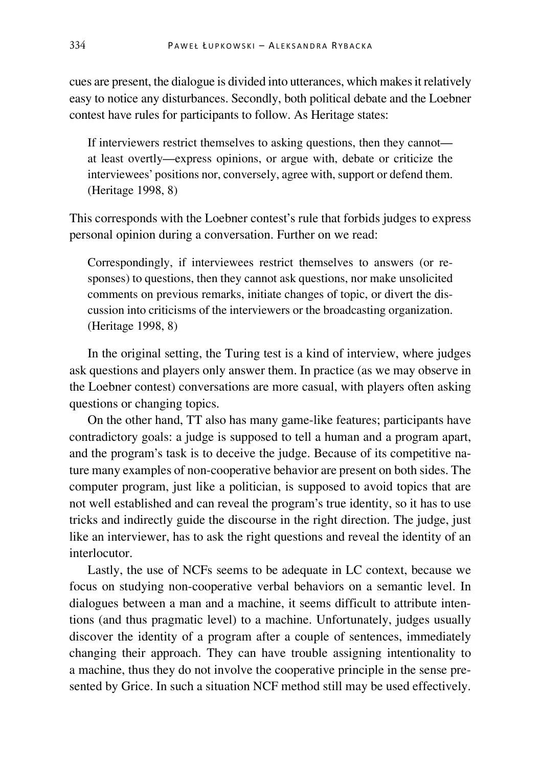cues are present, the dialogue is divided into utterances, which makes it relatively easy to notice any disturbances. Secondly, both political debate and the Loebner contest have rules for participants to follow. As Heritage states:

> If interviewers restrict themselves to asking questions, then they cannot—at least overtly—express opinions, or argue with, debate or criticize the interviewees' positions nor, conversely, agree with, support or defend them. (Heritage 1998, 8)

This corresponds with the Loebner contest's rule that forbids judges to express personal opinion during a conversation. Further on we read:

> Correspondingly, if interviewees restrict themselves to answers (or responses) to questions, then they cannot ask questions, nor make unsolicited comments on previous remarks, initiate changes of topic, or divert the discussion into criticisms of the interviewers or the broadcasting organization. (Heritage 1998, 8)

In the original setting, the Turing test is a kind of interview, where judges ask questions and players only answer them. In practice (as we may observe in the Loebner contest) conversations are more casual, with players often asking questions or changing topics.

On the other hand, TT also has many game-like features; participants have contradictory goals: a judge is supposed to tell a human and a program apart, and the program's task is to deceive the judge. Because of its competitive nature many examples of non-cooperative behavior are present on both sides. The computer program, just like a politician, is supposed to avoid topics that are not well established and can reveal the program's true identity, so it has to use tricks and indirectly guide the discourse in the right direction. The judge, just like an interviewer, has to ask the right questions and reveal the identity of an interlocutor.

Lastly, the use of NCFs seems to be adequate in LC context, because we focus on studying non-cooperative verbal behaviors on a semantic level. In dialogues between a man and a machine, it seems difficult to attribute intentions (and thus pragmatic level) to a machine. Unfortunately, judges usually discover the identity of a program after a couple of sentences, immediately changing their approach. They can have trouble assigning intentionality to a machine, thus they do not involve the cooperative principle in the sense presented by Grice. In such a situation NCF method still may be used effectively.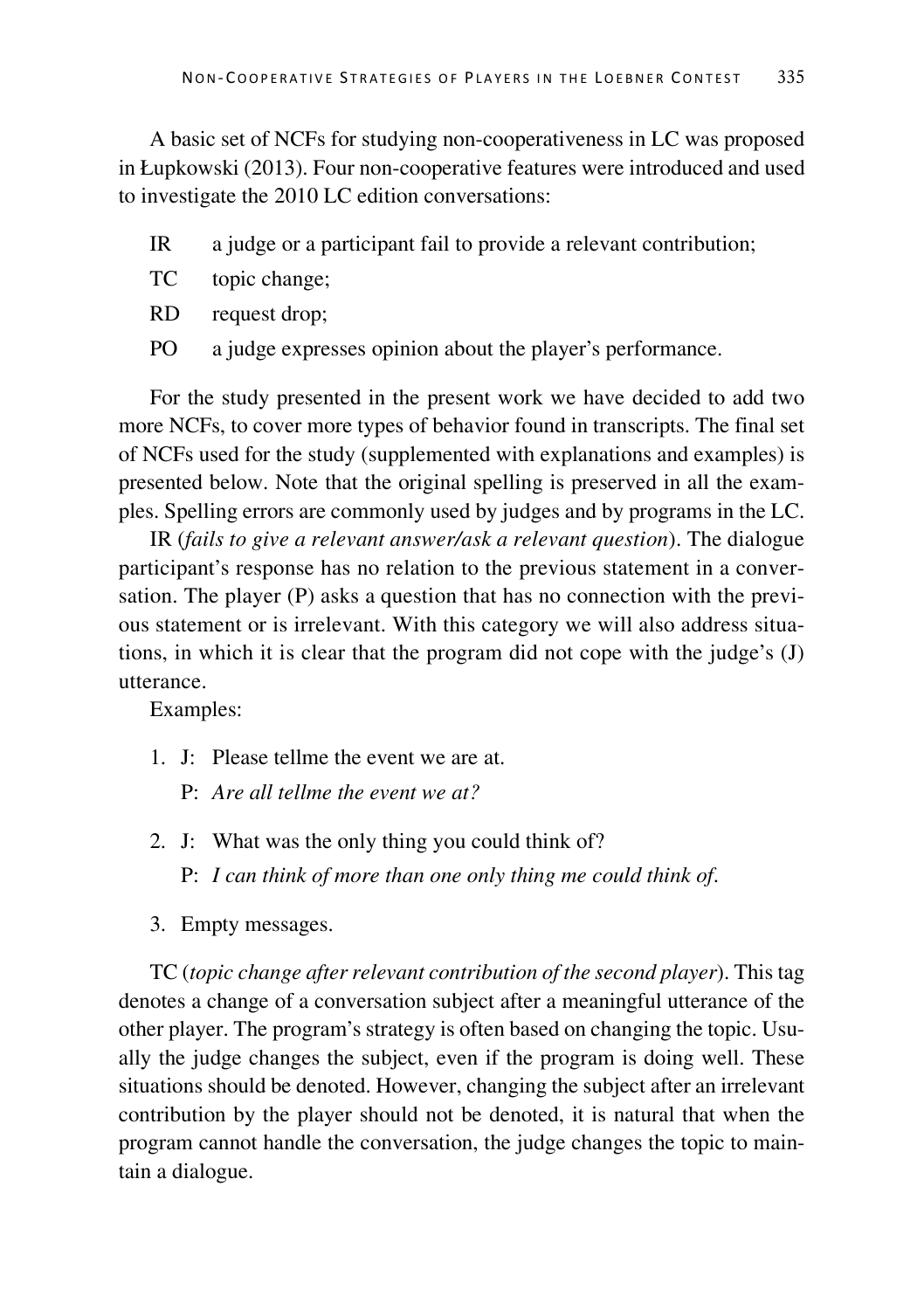A basic set of NCFs for studying non-cooperativeness in LC was proposed in Łupkowski (2013). Four non-cooperative features were introduced and used to investigate the 2010 LC edition conversations:

- IR a judge or a participant fail to provide a relevant contribution;
- TC topic change;
- RD request drop;
- PO a judge expresses opinion about the player's performance.

For the study presented in the present work we have decided to add two more NCFs, to cover more types of behavior found in transcripts. The final set of NCFs used for the study (supplemented with explanations and examples) is presented below. Note that the original spelling is preserved in all the examples. Spelling errors are commonly used by judges and by programs in the LC.

IR (*fails to give a relevant answer/ask a relevant question*). The dialogue participant's response has no relation to the previous statement in a conversation. The player (P) asks a question that has no connection with the previous statement or is irrelevant. With this category we will also address situations, in which it is clear that the program did not cope with the judge's (J) utterance.

Examples:

1. J: Please tellme the event we are at.
   P: *Are all tellme the event we at?*
2. J: What was the only thing you could think of?
   P: *I can think of more than one only thing me could think of.*
3. Empty messages.

TC (*topic change after relevant contribution of the second player*). This tag denotes a change of a conversation subject after a meaningful utterance of the other player. The program's strategy is often based on changing the topic. Usually the judge changes the subject, even if the program is doing well. These situations should be denoted. However, changing the subject after an irrelevant contribution by the player should not be denoted, it is natural that when the program cannot handle the conversation, the judge changes the topic to maintain a dialogue.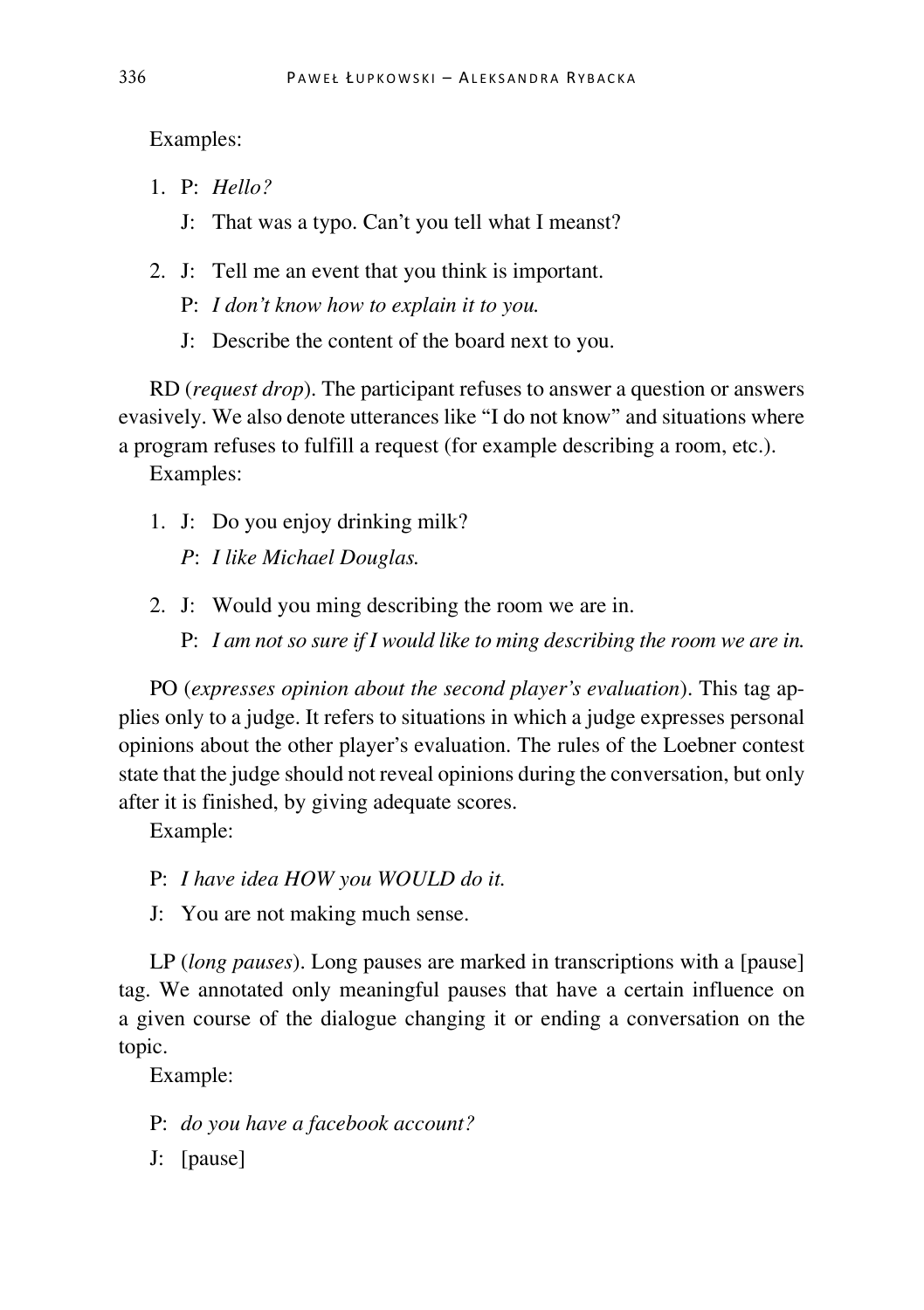Examples:

1. P: *Hello?*

   J: That was a typo. Can't you tell what I meanst?

2. J: Tell me an event that you think is important.

   P: *I don't know how to explain it to you.*

   J: Describe the content of the board next to you.

RD (*request drop*). The participant refuses to answer a question or answers evasively. We also denote utterances like "I do not know" and situations where a program refuses to fulfill a request (for example describing a room, etc.).

Examples:

1. J: Do you enjoy drinking milk?

   *P*: *I like Michael Douglas.*

2. J: Would you ming describing the room we are in.

   P: *I am not so sure if I would like to ming describing the room we are in.*

PO (*expresses opinion about the second player's evaluation*). This tag applies only to a judge. It refers to situations in which a judge expresses personal opinions about the other player's evaluation. The rules of the Loebner contest state that the judge should not reveal opinions during the conversation, but only after it is finished, by giving adequate scores.

Example:

P: *I have idea HOW you WOULD do it.*

J: You are not making much sense.

LP (*long pauses*). Long pauses are marked in transcriptions with a [pause] tag. We annotated only meaningful pauses that have a certain influence on a given course of the dialogue changing it or ending a conversation on the topic.

Example:

P: *do you have a facebook account?*

J: [pause]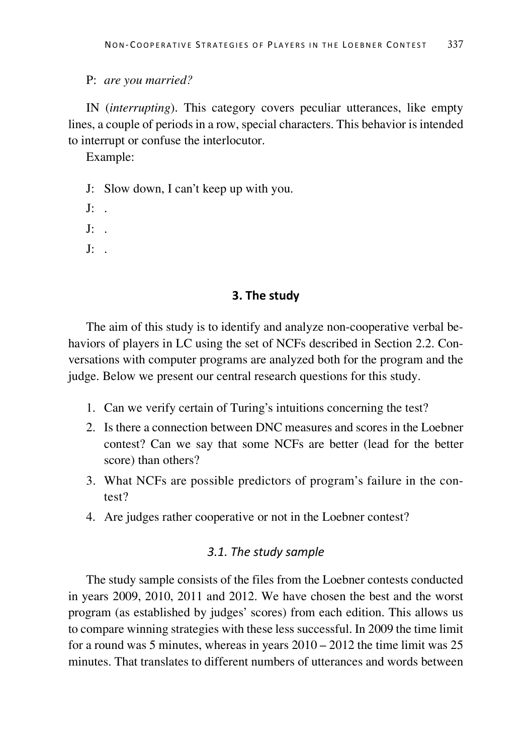P: *are you married?*

IN (*interrupting*). This category covers peculiar utterances, like empty lines, a couple of periods in a row, special characters. This behavior is intended to interrupt or confuse the interlocutor.

Example:

J: Slow down, I can't keep up with you.

J: .

J: .

J: .

## 3. The study

The aim of this study is to identify and analyze non-cooperative verbal behaviors of players in LC using the set of NCFs described in Section 2.2. Conversations with computer programs are analyzed both for the program and the judge. Below we present our central research questions for this study.

1. Can we verify certain of Turing's intuitions concerning the test?
2. Is there a connection between DNC measures and scores in the Loebner contest? Can we say that some NCFs are better (lead for the better score) than others?
3. What NCFs are possible predictors of program's failure in the contest?
4. Are judges rather cooperative or not in the Loebner contest?

### *3.1. The study sample*

The study sample consists of the files from the Loebner contests conducted in years 2009, 2010, 2011 and 2012. We have chosen the best and the worst program (as established by judges' scores) from each edition. This allows us to compare winning strategies with these less successful. In 2009 the time limit for a round was 5 minutes, whereas in years 2010 – 2012 the time limit was 25 minutes. That translates to different numbers of utterances and words between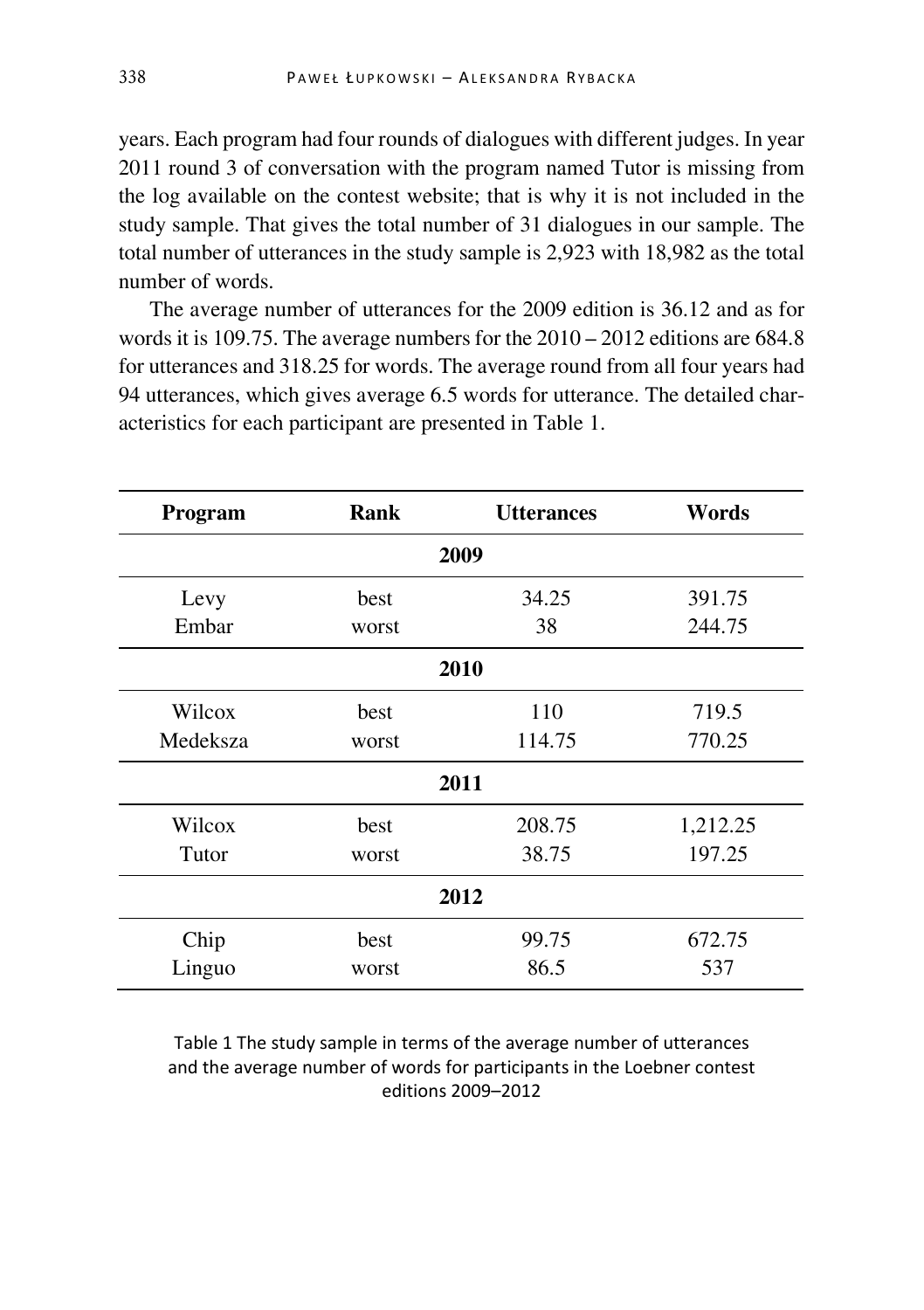years. Each program had four rounds of dialogues with different judges. In year 2011 round 3 of conversation with the program named Tutor is missing from the log available on the contest website; that is why it is not included in the study sample. That gives the total number of 31 dialogues in our sample. The total number of utterances in the study sample is 2,923 with 18,982 as the total number of words.

The average number of utterances for the 2009 edition is 36.12 and as for words it is 109.75. The average numbers for the 2010 – 2012 editions are 684.8 for utterances and 318.25 for words. The average round from all four years had 94 utterances, which gives average 6.5 words for utterance. The detailed characteristics for each participant are presented in Table 1.

| Program | Rank | Utterances | Words |
|---|---|---|---|
| **2009** | | | |
| Levy | best | 34.25 | 391.75 |
| Embar | worst | 38 | 244.75 |
| **2010** | | | |
| Wilcox | best | 110 | 719.5 |
| Medeksza | worst | 114.75 | 770.25 |
| **2011** | | | |
| Wilcox | best | 208.75 | 1,212.25 |
| Tutor | worst | 38.75 | 197.25 |
| **2012** | | | |
| Chip | best | 99.75 | 672.75 |
| Linguo | worst | 86.5 | 537 |

Table 1 The study sample in terms of the average number of utterances and the average number of words for participants in the Loebner contest editions 2009–2012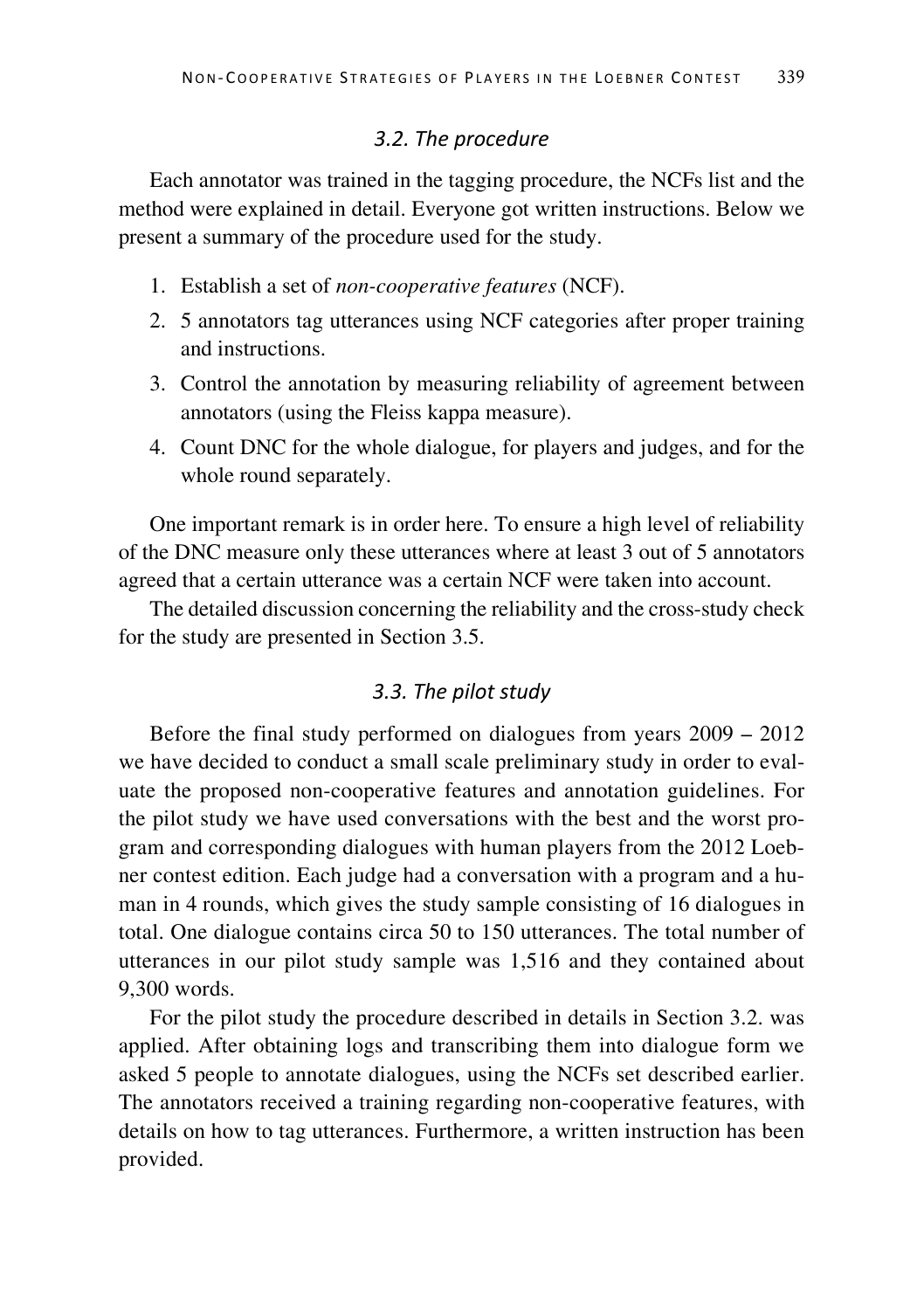### *3.2. The procedure*

Each annotator was trained in the tagging procedure, the NCFs list and the method were explained in detail. Everyone got written instructions. Below we present a summary of the procedure used for the study.

1. Establish a set of *non-cooperative features* (NCF).
2. 5 annotators tag utterances using NCF categories after proper training and instructions.
3. Control the annotation by measuring reliability of agreement between annotators (using the Fleiss kappa measure).
4. Count DNC for the whole dialogue, for players and judges, and for the whole round separately.

One important remark is in order here. To ensure a high level of reliability of the DNC measure only these utterances where at least 3 out of 5 annotators agreed that a certain utterance was a certain NCF were taken into account.

The detailed discussion concerning the reliability and the cross-study check for the study are presented in Section 3.5.

### *3.3. The pilot study*

Before the final study performed on dialogues from years 2009 – 2012 we have decided to conduct a small scale preliminary study in order to evaluate the proposed non-cooperative features and annotation guidelines. For the pilot study we have used conversations with the best and the worst program and corresponding dialogues with human players from the 2012 Loebner contest edition. Each judge had a conversation with a program and a human in 4 rounds, which gives the study sample consisting of 16 dialogues in total. One dialogue contains circa 50 to 150 utterances. The total number of utterances in our pilot study sample was 1,516 and they contained about 9,300 words.

For the pilot study the procedure described in details in Section 3.2. was applied. After obtaining logs and transcribing them into dialogue form we asked 5 people to annotate dialogues, using the NCFs set described earlier. The annotators received a training regarding non-cooperative features, with details on how to tag utterances. Furthermore, a written instruction has been provided.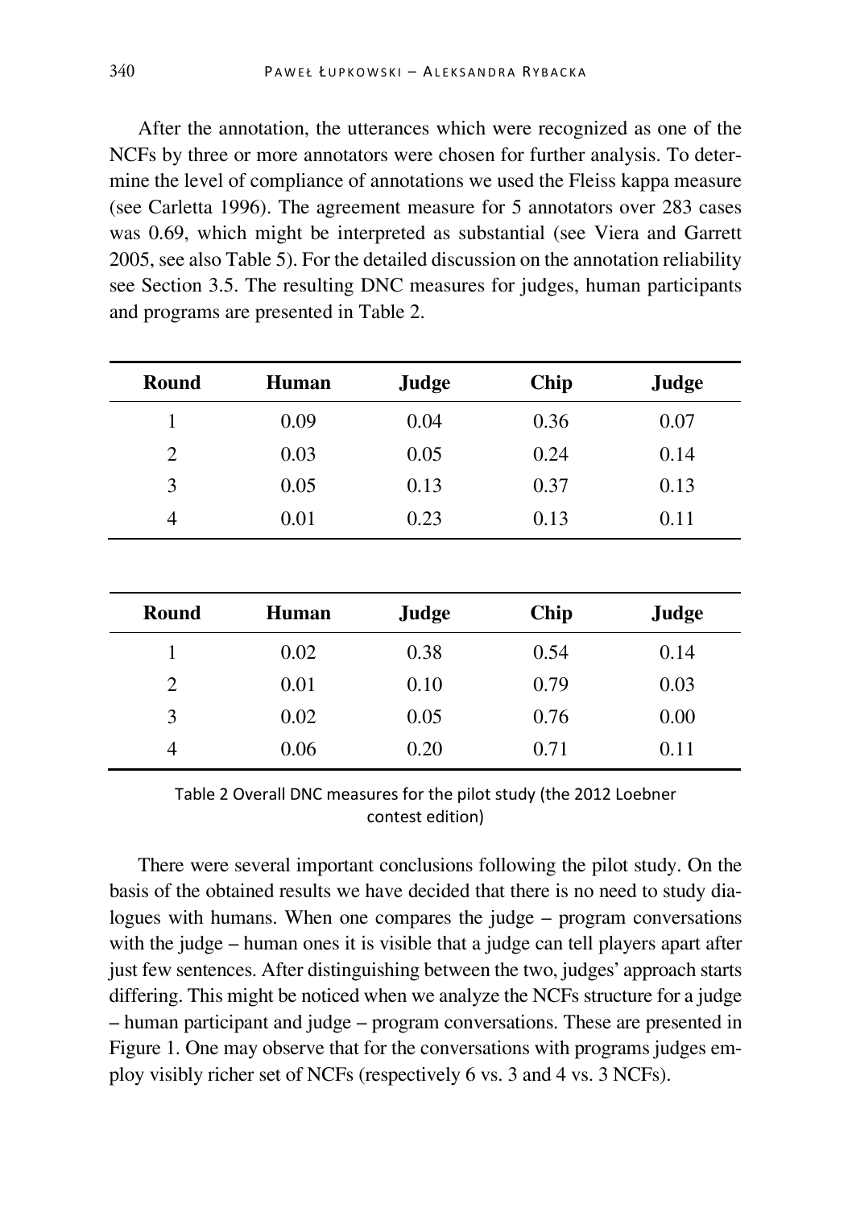After the annotation, the utterances which were recognized as one of the NCFs by three or more annotators were chosen for further analysis. To determine the level of compliance of annotations we used the Fleiss kappa measure (see Carletta 1996). The agreement measure for 5 annotators over 283 cases was 0.69, which might be interpreted as substantial (see Viera and Garrett 2005, see also Table 5). For the detailed discussion on the annotation reliability see Section 3.5. The resulting DNC measures for judges, human participants and programs are presented in Table 2.

| Round | Human | Judge | Chip | Judge |
|---|---|---|---|---|
| 1 | 0.09 | 0.04 | 0.36 | 0.07 |
| 2 | 0.03 | 0.05 | 0.24 | 0.14 |
| 3 | 0.05 | 0.13 | 0.37 | 0.13 |
| 4 | 0.01 | 0.23 | 0.13 | 0.11 |

| Round | Human | Judge | Chip | Judge |
|---|---|---|---|---|
| 1 | 0.02 | 0.38 | 0.54 | 0.14 |
| 2 | 0.01 | 0.10 | 0.79 | 0.03 |
| 3 | 0.02 | 0.05 | 0.76 | 0.00 |
| 4 | 0.06 | 0.20 | 0.71 | 0.11 |

Table 2 Overall DNC measures for the pilot study (the 2012 Loebner contest edition)

There were several important conclusions following the pilot study. On the basis of the obtained results we have decided that there is no need to study dialogues with humans. When one compares the judge – program conversations with the judge – human ones it is visible that a judge can tell players apart after just few sentences. After distinguishing between the two, judges' approach starts differing. This might be noticed when we analyze the NCFs structure for a judge – human participant and judge – program conversations. These are presented in Figure 1. One may observe that for the conversations with programs judges employ visibly richer set of NCFs (respectively 6 vs. 3 and 4 vs. 3 NCFs).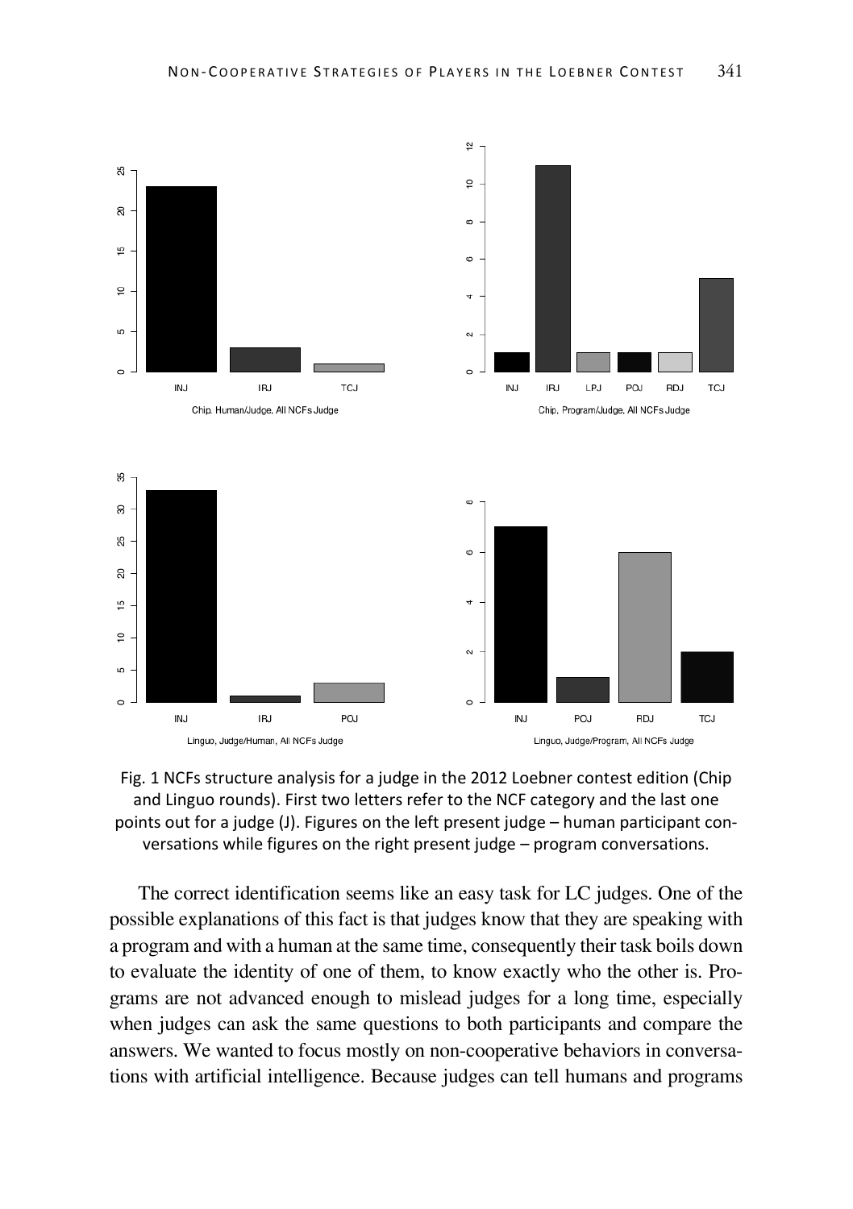Fig. 1 NCFs structure analysis for a judge in the 2012 Loebner contest edition (Chip and Linguo rounds). First two letters refer to the NCF category and the last one points out for a judge (J). Figures on the left present judge – human participant conversations while figures on the right present judge – program conversations.

The correct identification seems like an easy task for LC judges. One of the possible explanations of this fact is that judges know that they are speaking with a program and with a human at the same time, consequently their task boils down to evaluate the identity of one of them, to know exactly who the other is. Programs are not advanced enough to mislead judges for a long time, especially when judges can ask the same questions to both participants and compare the answers. We wanted to focus mostly on non-cooperative behaviors in conversations with artificial intelligence. Because judges can tell humans and programs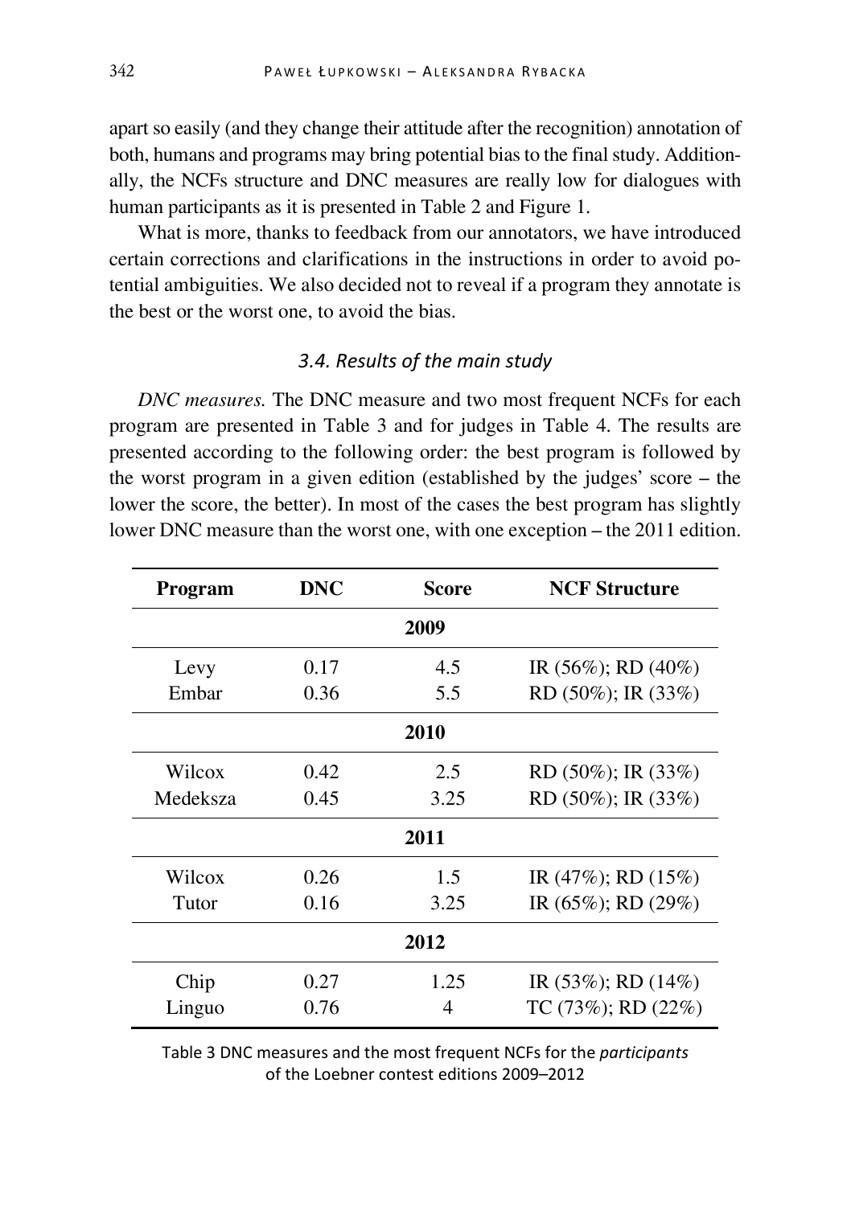apart so easily (and they change their attitude after the recognition) annotation of both, humans and programs may bring potential bias to the final study. Additionally, the NCFs structure and DNC measures are really low for dialogues with human participants as it is presented in Table 2 and Figure 1.

What is more, thanks to feedback from our annotators, we have introduced certain corrections and clarifications in the instructions in order to avoid potential ambiguities. We also decided not to reveal if a program they annotate is the best or the worst one, to avoid the bias.

### *3.4. Results of the main study*

*DNC measures.* The DNC measure and two most frequent NCFs for each program are presented in Table 3 and for judges in Table 4. The results are presented according to the following order: the best program is followed by the worst program in a given edition (established by the judges' score – the lower the score, the better). In most of the cases the best program has slightly lower DNC measure than the worst one, with one exception – the 2011 edition.

| Program | DNC | Score | NCF Structure |
|---|---|---|---|
| | | **2009** | |
| Levy | 0.17 | 4.5 | IR (56%); RD (40%) |
| Embar | 0.36 | 5.5 | RD (50%); IR (33%) |
| | | **2010** | |
| Wilcox | 0.42 | 2.5 | RD (50%); IR (33%) |
| Medeksza | 0.45 | 3.25 | RD (50%); IR (33%) |
| | | **2011** | |
| Wilcox | 0.26 | 1.5 | IR (47%); RD (15%) |
| Tutor | 0.16 | 3.25 | IR (65%); RD (29%) |
| | | **2012** | |
| Chip | 0.27 | 1.25 | IR (53%); RD (14%) |
| Linguo | 0.76 | 4 | TC (73%); RD (22%) |

Table 3 DNC measures and the most frequent NCFs for the *participants* of the Loebner contest editions 2009–2012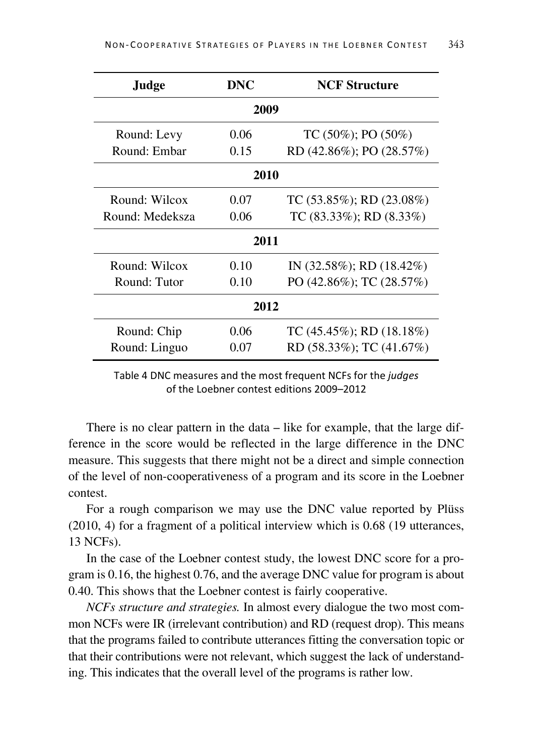| Judge | DNC | NCF Structure |
|---|---|---|
| | **2009** | |
| Round: Levy | 0.06 | TC (50%); PO (50%) |
| Round: Embar | 0.15 | RD (42.86%); PO (28.57%) |
| | **2010** | |
| Round: Wilcox | 0.07 | TC (53.85%); RD (23.08%) |
| Round: Medeksza | 0.06 | TC (83.33%); RD (8.33%) |
| | **2011** | |
| Round: Wilcox | 0.10 | IN (32.58%); RD (18.42%) |
| Round: Tutor | 0.10 | PO (42.86%); TC (28.57%) |
| | **2012** | |
| Round: Chip | 0.06 | TC (45.45%); RD (18.18%) |
| Round: Linguo | 0.07 | RD (58.33%); TC (41.67%) |

Table 4 DNC measures and the most frequent NCFs for the *judges* of the Loebner contest editions 2009–2012

There is no clear pattern in the data – like for example, that the large difference in the score would be reflected in the large difference in the DNC measure. This suggests that there might not be a direct and simple connection of the level of non-cooperativeness of a program and its score in the Loebner contest.

For a rough comparison we may use the DNC value reported by Plüss (2010, 4) for a fragment of a political interview which is 0.68 (19 utterances, 13 NCFs).

In the case of the Loebner contest study, the lowest DNC score for a program is 0.16, the highest 0.76, and the average DNC value for program is about 0.40. This shows that the Loebner contest is fairly cooperative.

*NCFs structure and strategies.* In almost every dialogue the two most common NCFs were IR (irrelevant contribution) and RD (request drop). This means that the programs failed to contribute utterances fitting the conversation topic or that their contributions were not relevant, which suggest the lack of understanding. This indicates that the overall level of the programs is rather low.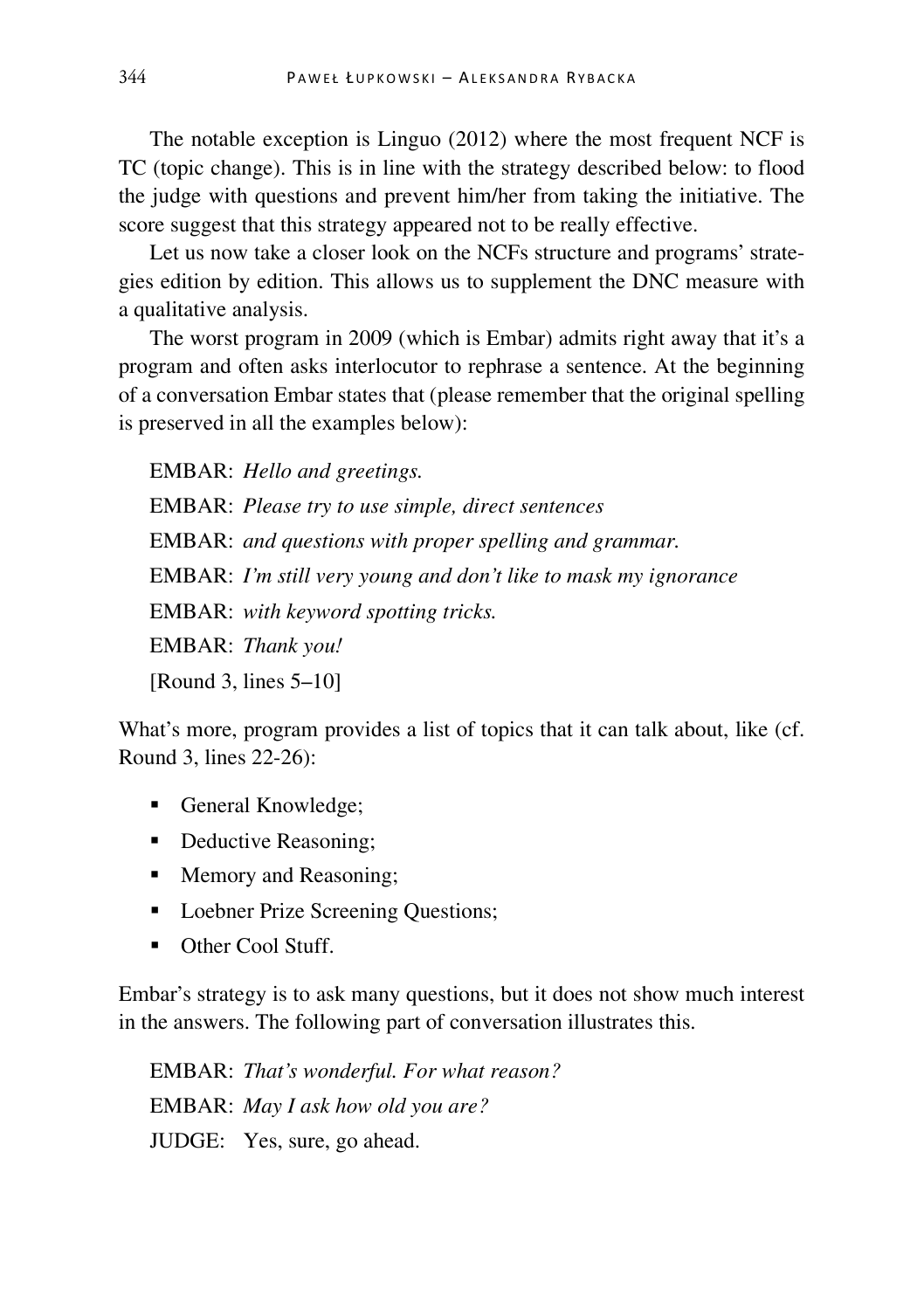The notable exception is Linguo (2012) where the most frequent NCF is TC (topic change). This is in line with the strategy described below: to flood the judge with questions and prevent him/her from taking the initiative. The score suggest that this strategy appeared not to be really effective.

Let us now take a closer look on the NCFs structure and programs' strategies edition by edition. This allows us to supplement the DNC measure with a qualitative analysis.

The worst program in 2009 (which is Embar) admits right away that it's a program and often asks interlocutor to rephrase a sentence. At the beginning of a conversation Embar states that (please remember that the original spelling is preserved in all the examples below):

EMBAR: *Hello and greetings.*

EMBAR: *Please try to use simple, direct sentences*

EMBAR: *and questions with proper spelling and grammar.*

EMBAR: *I'm still very young and don't like to mask my ignorance*

EMBAR: *with keyword spotting tricks.*

EMBAR: *Thank you!*

[Round 3, lines 5–10]

What's more, program provides a list of topics that it can talk about, like (cf. Round 3, lines 22-26):

- General Knowledge;
- Deductive Reasoning;
- Memory and Reasoning;
- Loebner Prize Screening Questions;
- Other Cool Stuff.

Embar's strategy is to ask many questions, but it does not show much interest in the answers. The following part of conversation illustrates this.

EMBAR: *That's wonderful. For what reason?*

EMBAR: *May I ask how old you are?*

JUDGE: Yes, sure, go ahead.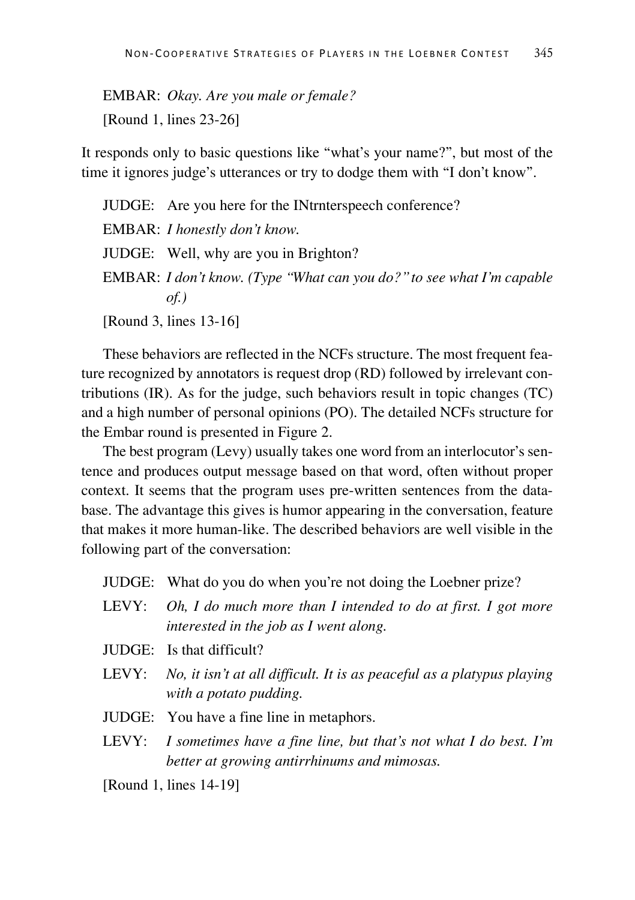EMBAR: *Okay. Are you male or female?*

[Round 1, lines 23-26]

It responds only to basic questions like "what's your name?", but most of the time it ignores judge's utterances or try to dodge them with "I don't know".

JUDGE: Are you here for the INtrnterspeech conference?

EMBAR: *I honestly don't know.*

JUDGE: Well, why are you in Brighton?

EMBAR: *I don't know. (Type "What can you do?" to see what I'm capable of.)*

[Round 3, lines 13-16]

These behaviors are reflected in the NCFs structure. The most frequent feature recognized by annotators is request drop (RD) followed by irrelevant contributions (IR). As for the judge, such behaviors result in topic changes (TC) and a high number of personal opinions (PO). The detailed NCFs structure for the Embar round is presented in Figure 2.

The best program (Levy) usually takes one word from an interlocutor's sentence and produces output message based on that word, often without proper context. It seems that the program uses pre-written sentences from the database. The advantage this gives is humor appearing in the conversation, feature that makes it more human-like. The described behaviors are well visible in the following part of the conversation:

JUDGE: What do you do when you're not doing the Loebner prize?

LEVY: *Oh, I do much more than I intended to do at first. I got more interested in the job as I went along.*

JUDGE: Is that difficult?

LEVY: *No, it isn't at all difficult. It is as peaceful as a platypus playing with a potato pudding.*

JUDGE: You have a fine line in metaphors.

LEVY: *I sometimes have a fine line, but that's not what I do best. I'm better at growing antirrhinums and mimosas.*

[Round 1, lines 14-19]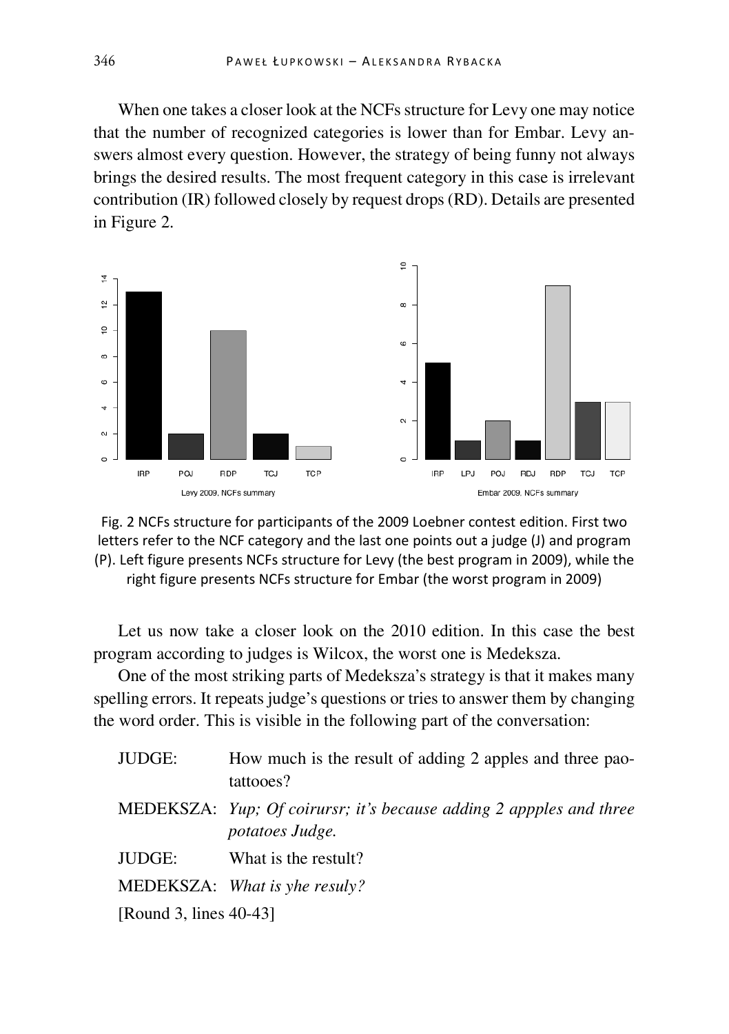When one takes a closer look at the NCFs structure for Levy one may notice that the number of recognized categories is lower than for Embar. Levy answers almost every question. However, the strategy of being funny not always brings the desired results. The most frequent category in this case is irrelevant contribution (IR) followed closely by request drops (RD). Details are presented in Figure 2.

Fig. 2 NCFs structure for participants of the 2009 Loebner contest edition. First two letters refer to the NCF category and the last one points out a judge (J) and program (P). Left figure presents NCFs structure for Levy (the best program in 2009), while the right figure presents NCFs structure for Embar (the worst program in 2009)

Let us now take a closer look on the 2010 edition. In this case the best program according to judges is Wilcox, the worst one is Medeksza.

One of the most striking parts of Medeksza's strategy is that it makes many spelling errors. It repeats judge's questions or tries to answer them by changing the word order. This is visible in the following part of the conversation:

JUDGE: How much is the result of adding 2 apples and three paotattooes?

MEDEKSZA: *Yup; Of coirursr; it's because adding 2 appples and three potatoes Judge.*

JUDGE: What is the restult?

MEDEKSZA: *What is yhe resuly?*

[Round 3, lines 40-43]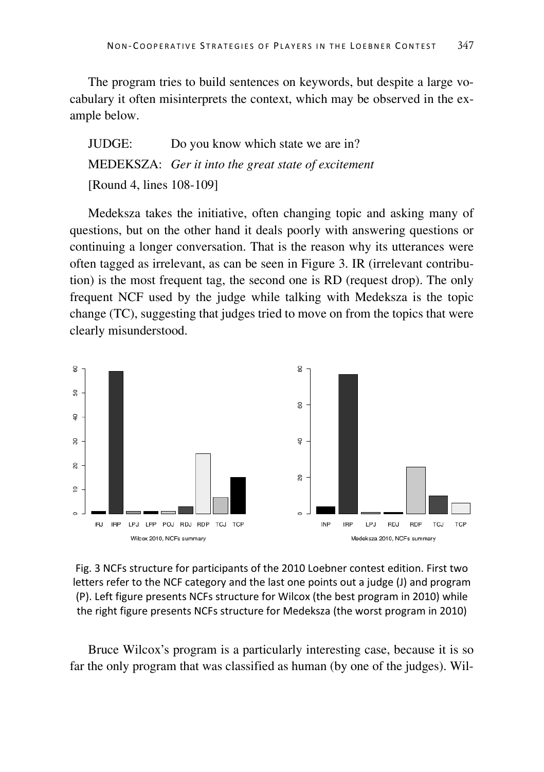The program tries to build sentences on keywords, but despite a large vocabulary it often misinterprets the context, which may be observed in the example below.

JUDGE: Do you know which state we are in?
MEDEKSZA: *Ger it into the great state of excitement*
[Round 4, lines 108-109]

Medeksza takes the initiative, often changing topic and asking many of questions, but on the other hand it deals poorly with answering questions or continuing a longer conversation. That is the reason why its utterances were often tagged as irrelevant, as can be seen in Figure 3. IR (irrelevant contribution) is the most frequent tag, the second one is RD (request drop). The only frequent NCF used by the judge while talking with Medeksza is the topic change (TC), suggesting that judges tried to move on from the topics that were clearly misunderstood.

Fig. 3 NCFs structure for participants of the 2010 Loebner contest edition. First two letters refer to the NCF category and the last one points out a judge (J) and program (P). Left figure presents NCFs structure for Wilcox (the best program in 2010) while the right figure presents NCFs structure for Medeksza (the worst program in 2010)

Bruce Wilcox's program is a particularly interesting case, because it is so far the only program that was classified as human (by one of the judges). Wil-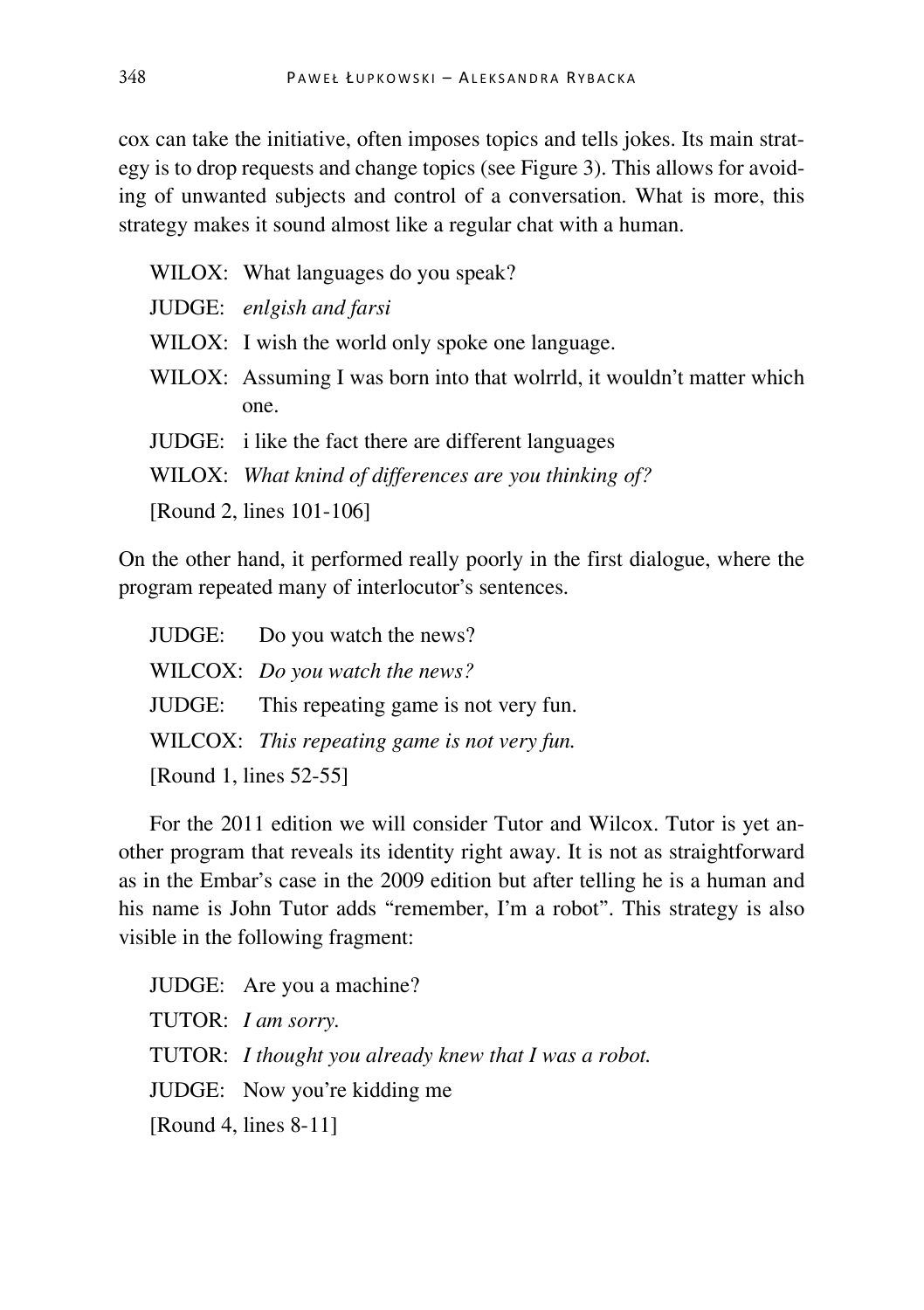cox can take the initiative, often imposes topics and tells jokes. Its main strategy is to drop requests and change topics (see Figure 3). This allows for avoiding of unwanted subjects and control of a conversation. What is more, this strategy makes it sound almost like a regular chat with a human.

> WILOX: What languages do you speak?
>
> JUDGE: *enlgish and farsi*
>
> WILOX: I wish the world only spoke one language.
>
> WILOX: Assuming I was born into that wolrrld, it wouldn't matter which one.
>
> JUDGE: i like the fact there are different languages
>
> WILOX: *What knind of differences are you thinking of?*
>
> [Round 2, lines 101-106]

On the other hand, it performed really poorly in the first dialogue, where the program repeated many of interlocutor's sentences.

> JUDGE: Do you watch the news?
>
> WILCOX: *Do you watch the news?*
>
> JUDGE: This repeating game is not very fun.
>
> WILCOX: *This repeating game is not very fun.*
>
> [Round 1, lines 52-55]

For the 2011 edition we will consider Tutor and Wilcox. Tutor is yet another program that reveals its identity right away. It is not as straightforward as in the Embar's case in the 2009 edition but after telling he is a human and his name is John Tutor adds "remember, I'm a robot". This strategy is also visible in the following fragment:

> JUDGE: Are you a machine?
>
> TUTOR: *I am sorry.*
>
> TUTOR: *I thought you already knew that I was a robot.*
>
> JUDGE: Now you're kidding me
>
> [Round 4, lines 8-11]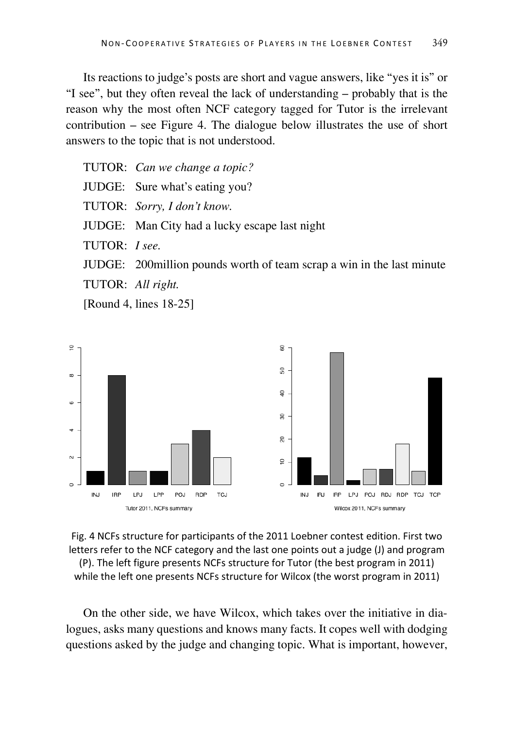Its reactions to judge's posts are short and vague answers, like "yes it is" or "I see", but they often reveal the lack of understanding – probably that is the reason why the most often NCF category tagged for Tutor is the irrelevant contribution – see Figure 4. The dialogue below illustrates the use of short answers to the topic that is not understood.

TUTOR: *Can we change a topic?*
JUDGE: Sure what's eating you?
TUTOR: *Sorry, I don't know.*
JUDGE: Man City had a lucky escape last night
TUTOR: *I see.*
JUDGE: 200million pounds worth of team scrap a win in the last minute
TUTOR: *All right.*
[Round 4, lines 18-25]

Fig. 4 NCFs structure for participants of the 2011 Loebner contest edition. First two letters refer to the NCF category and the last one points out a judge (J) and program (P). The left figure presents NCFs structure for Tutor (the best program in 2011) while the left one presents NCFs structure for Wilcox (the worst program in 2011)

On the other side, we have Wilcox, which takes over the initiative in dialogues, asks many questions and knows many facts. It copes well with dodging questions asked by the judge and changing topic. What is important, however,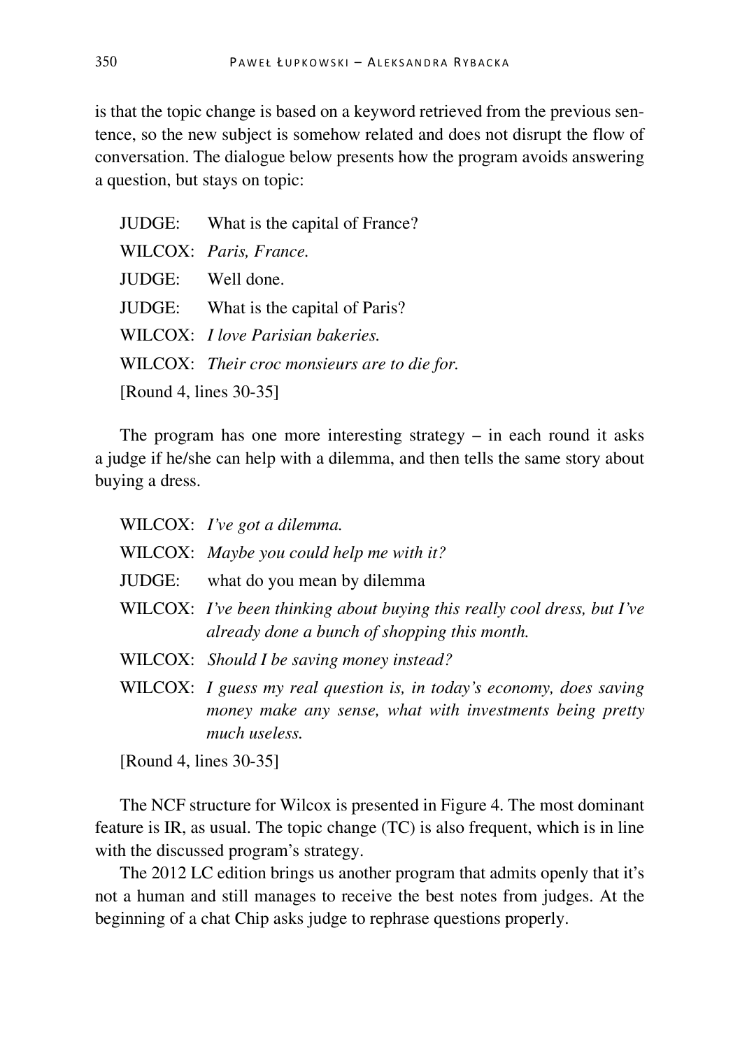is that the topic change is based on a keyword retrieved from the previous sentence, so the new subject is somehow related and does not disrupt the flow of conversation. The dialogue below presents how the program avoids answering a question, but stays on topic:

JUDGE: What is the capital of France?
WILCOX: *Paris, France.*
JUDGE: Well done.
JUDGE: What is the capital of Paris?
WILCOX: *I love Parisian bakeries.*
WILCOX: *Their croc monsieurs are to die for.*
[Round 4, lines 30-35]

The program has one more interesting strategy – in each round it asks a judge if he/she can help with a dilemma, and then tells the same story about buying a dress.

WILCOX: *I've got a dilemma.*
WILCOX: *Maybe you could help me with it?*
JUDGE: what do you mean by dilemma
WILCOX: *I've been thinking about buying this really cool dress, but I've already done a bunch of shopping this month.*
WILCOX: *Should I be saving money instead?*
WILCOX: *I guess my real question is, in today's economy, does saving money make any sense, what with investments being pretty much useless.*
[Round 4, lines 30-35]

The NCF structure for Wilcox is presented in Figure 4. The most dominant feature is IR, as usual. The topic change (TC) is also frequent, which is in line with the discussed program's strategy.

The 2012 LC edition brings us another program that admits openly that it's not a human and still manages to receive the best notes from judges. At the beginning of a chat Chip asks judge to rephrase questions properly.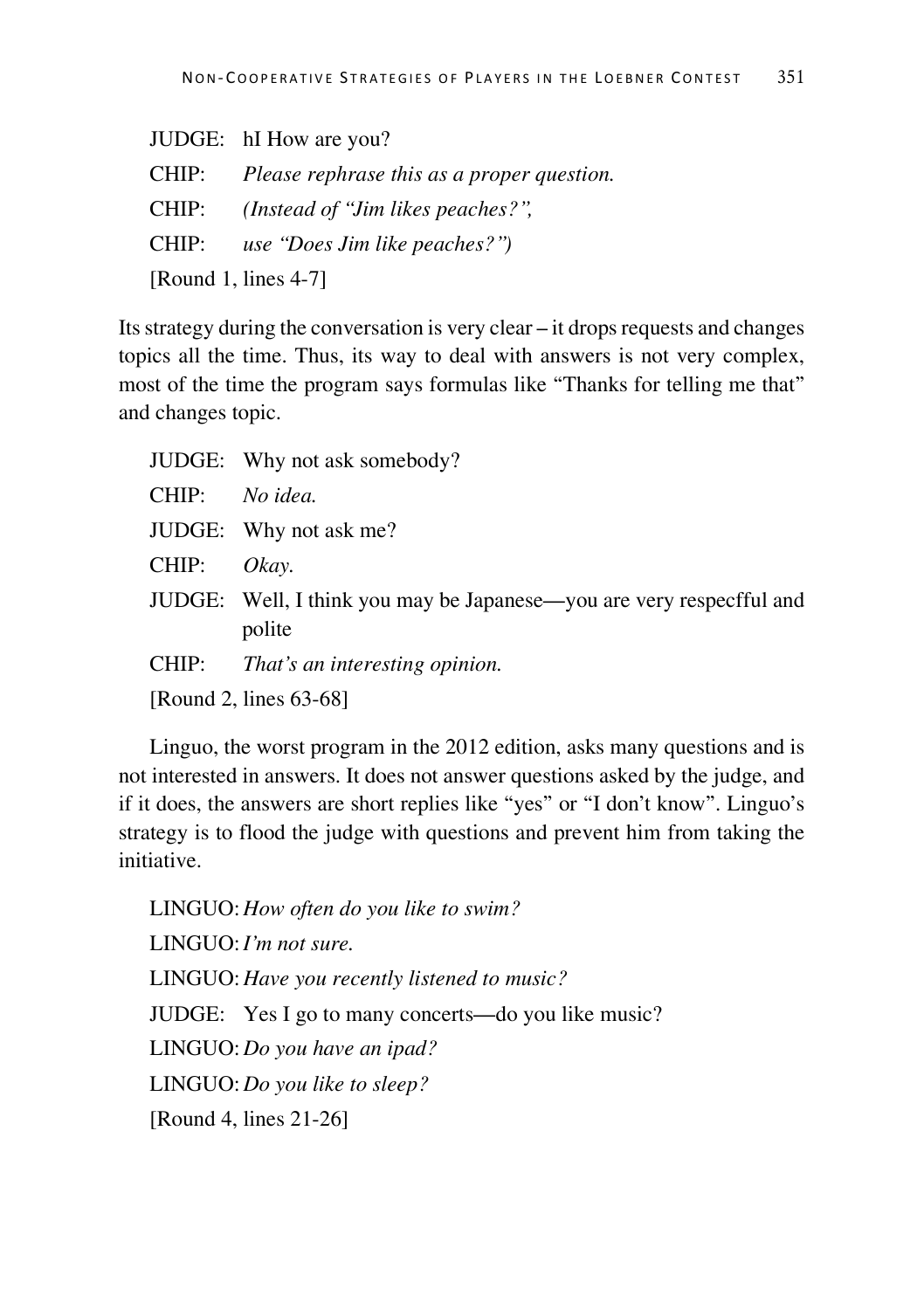JUDGE: hI How are you?

CHIP: *Please rephrase this as a proper question.*

CHIP: *(Instead of "Jim likes peaches?",*

CHIP: *use "Does Jim like peaches?")*

[Round 1, lines 4-7]

Its strategy during the conversation is very clear – it drops requests and changes topics all the time. Thus, its way to deal with answers is not very complex, most of the time the program says formulas like "Thanks for telling me that" and changes topic.

JUDGE: Why not ask somebody?

CHIP: *No idea.*

JUDGE: Why not ask me?

CHIP: *Okay.*

JUDGE: Well, I think you may be Japanese—you are very respecfful and polite

CHIP: *That's an interesting opinion.*

[Round 2, lines 63-68]

Linguo, the worst program in the 2012 edition, asks many questions and is not interested in answers. It does not answer questions asked by the judge, and if it does, the answers are short replies like "yes" or "I don't know". Linguo's strategy is to flood the judge with questions and prevent him from taking the initiative.

LINGUO: *How often do you like to swim?*

LINGUO: *I'm not sure.*

LINGUO: *Have you recently listened to music?*

JUDGE: Yes I go to many concerts—do you like music?

LINGUO: *Do you have an ipad?*

LINGUO: *Do you like to sleep?*

[Round 4, lines 21-26]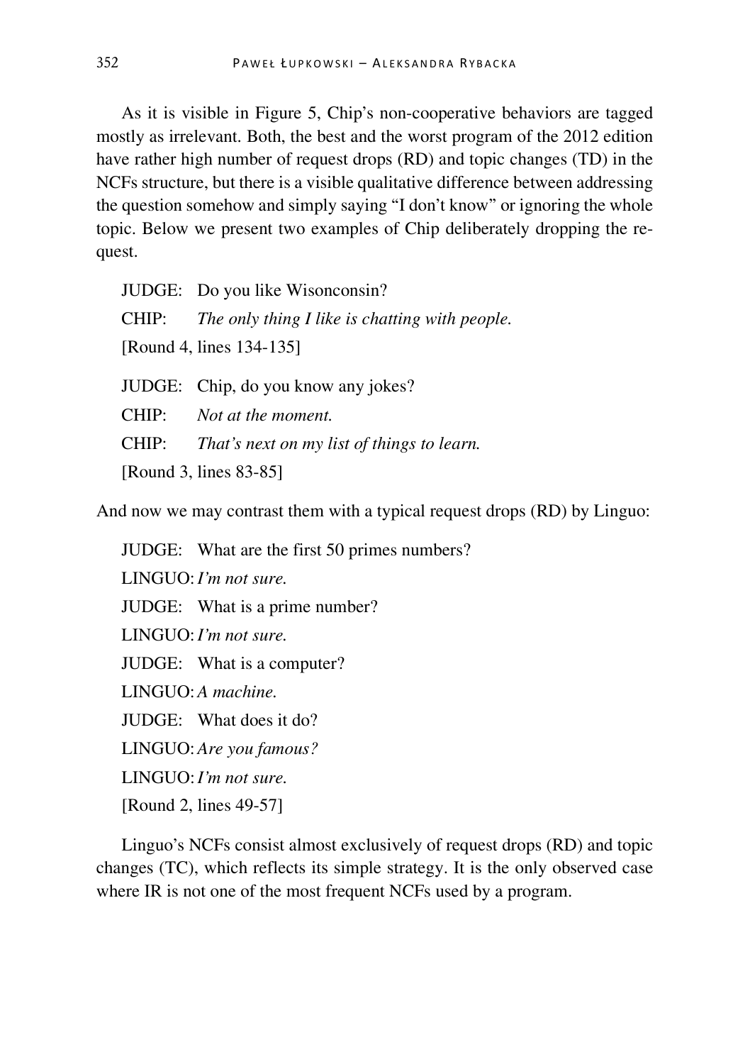As it is visible in Figure 5, Chip's non-cooperative behaviors are tagged mostly as irrelevant. Both, the best and the worst program of the 2012 edition have rather high number of request drops (RD) and topic changes (TD) in the NCFs structure, but there is a visible qualitative difference between addressing the question somehow and simply saying "I don't know" or ignoring the whole topic. Below we present two examples of Chip deliberately dropping the request.

JUDGE: Do you like Wisonconsin?
CHIP: *The only thing I like is chatting with people.*
[Round 4, lines 134-135]

JUDGE: Chip, do you know any jokes?
CHIP: *Not at the moment.*
CHIP: *That's next on my list of things to learn.*
[Round 3, lines 83-85]

And now we may contrast them with a typical request drops (RD) by Linguo:

JUDGE: What are the first 50 primes numbers?
LINGUO: *I'm not sure.*
JUDGE: What is a prime number?
LINGUO: *I'm not sure.*
JUDGE: What is a computer?
LINGUO: *A machine.*
JUDGE: What does it do?
LINGUO: *Are you famous?*
LINGUO: *I'm not sure.*
[Round 2, lines 49-57]

Linguo's NCFs consist almost exclusively of request drops (RD) and topic changes (TC), which reflects its simple strategy. It is the only observed case where IR is not one of the most frequent NCFs used by a program.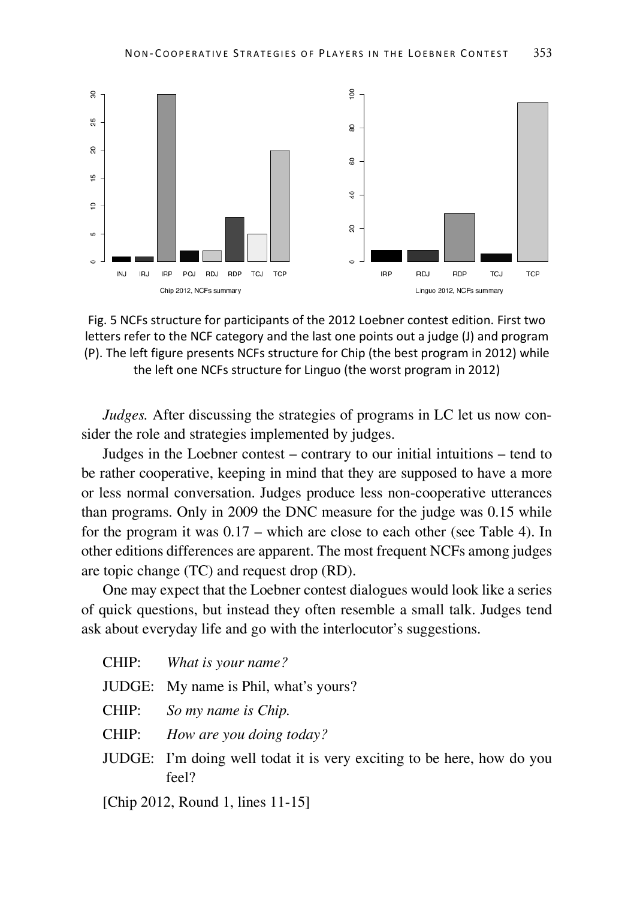Fig. 5 NCFs structure for participants of the 2012 Loebner contest edition. First two letters refer to the NCF category and the last one points out a judge (J) and program (P). The left figure presents NCFs structure for Chip (the best program in 2012) while the left one NCFs structure for Linguo (the worst program in 2012)

*Judges.* After discussing the strategies of programs in LC let us now consider the role and strategies implemented by judges.

Judges in the Loebner contest – contrary to our initial intuitions – tend to be rather cooperative, keeping in mind that they are supposed to have a more or less normal conversation. Judges produce less non-cooperative utterances than programs. Only in 2009 the DNC measure for the judge was 0.15 while for the program it was 0.17 – which are close to each other (see Table 4). In other editions differences are apparent. The most frequent NCFs among judges are topic change (TC) and request drop (RD).

One may expect that the Loebner contest dialogues would look like a series of quick questions, but instead they often resemble a small talk. Judges tend ask about everyday life and go with the interlocutor's suggestions.

CHIP: *What is your name?*
JUDGE: My name is Phil, what's yours?
CHIP: *So my name is Chip.*
CHIP: *How are you doing today?*
JUDGE: I'm doing well todat it is very exciting to be here, how do you feel?

[Chip 2012, Round 1, lines 11-15]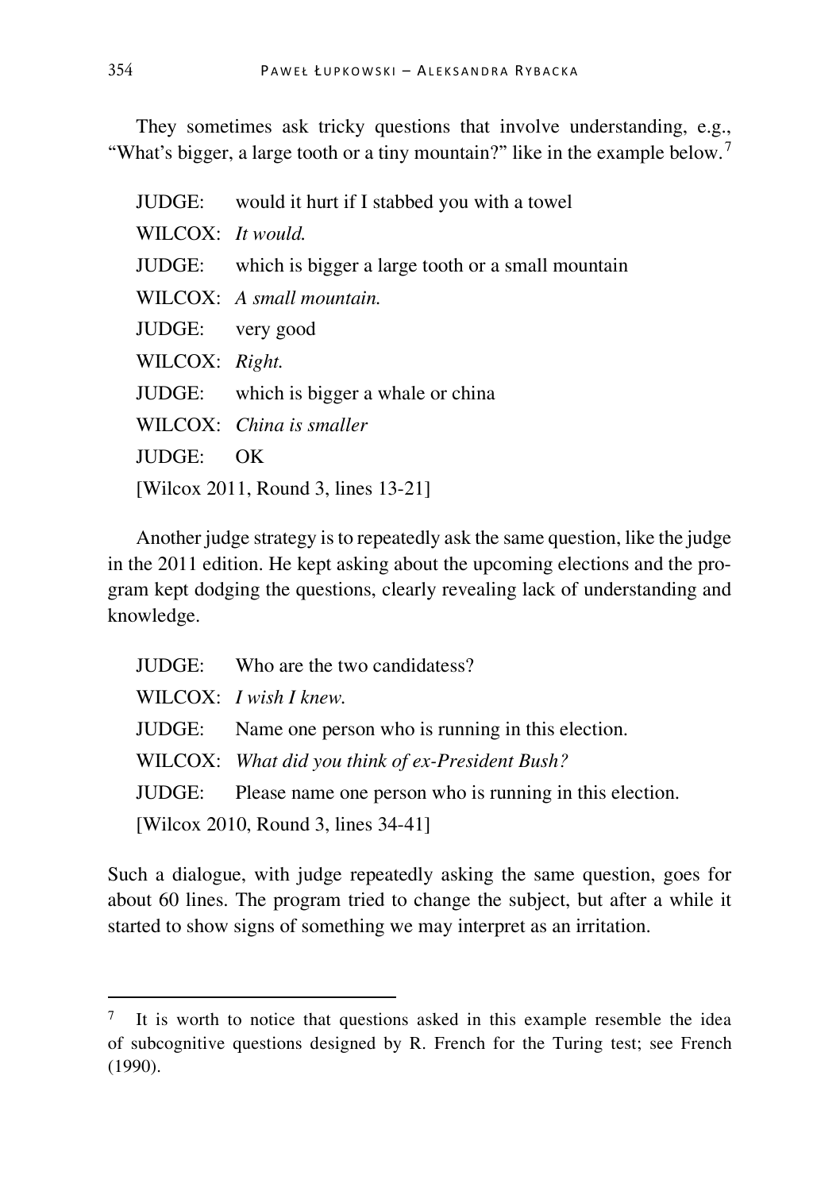They sometimes ask tricky questions that involve understanding, e.g., "What's bigger, a large tooth or a tiny mountain?" like in the example below.[7]

JUDGE: would it hurt if I stabbed you with a towel
WILCOX: *It would.*
JUDGE: which is bigger a large tooth or a small mountain
WILCOX: *A small mountain.*
JUDGE: very good
WILCOX: *Right.*
JUDGE: which is bigger a whale or china
WILCOX: *China is smaller*
JUDGE: OK
[Wilcox 2011, Round 3, lines 13-21]

Another judge strategy is to repeatedly ask the same question, like the judge in the 2011 edition. He kept asking about the upcoming elections and the program kept dodging the questions, clearly revealing lack of understanding and knowledge.

JUDGE: Who are the two candidatess?
WILCOX: *I wish I knew.*
JUDGE: Name one person who is running in this election.
WILCOX: *What did you think of ex-President Bush?*
JUDGE: Please name one person who is running in this election.
[Wilcox 2010, Round 3, lines 34-41]

Such a dialogue, with judge repeatedly asking the same question, goes for about 60 lines. The program tried to change the subject, but after a while it started to show signs of something we may interpret as an irritation.

---

[7] It is worth to notice that questions asked in this example resemble the idea of subcognitive questions designed by R. French for the Turing test; see French (1990).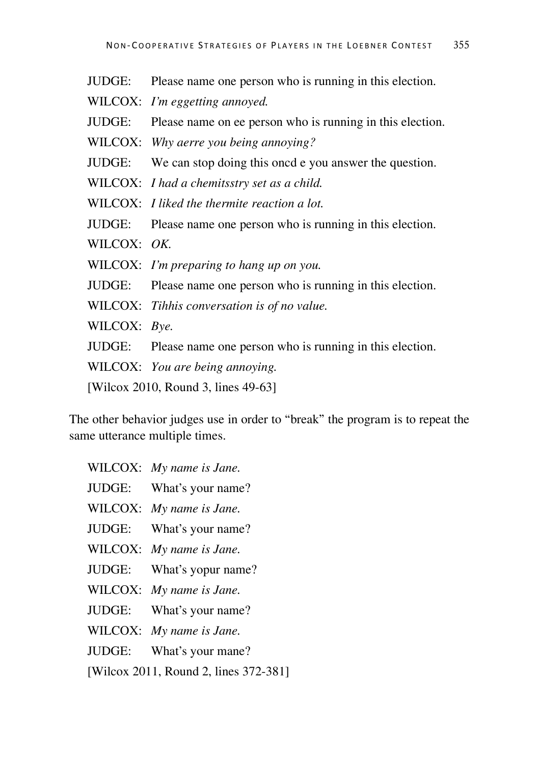JUDGE: Please name one person who is running in this election.

WILCOX: *I'm eggetting annoyed.*

JUDGE: Please name on ee person who is running in this election.

WILCOX: *Why aerre you being annoying?*

JUDGE: We can stop doing this oncd e you answer the question.

WILCOX: *I had a chemitsstry set as a child.*

WILCOX: *I liked the thermite reaction a lot.*

JUDGE: Please name one person who is running in this election.

WILCOX: *OK.*

WILCOX: *I'm preparing to hang up on you.*

JUDGE: Please name one person who is running in this election.

WILCOX: *Tihhis conversation is of no value.*

WILCOX: *Bye.*

JUDGE: Please name one person who is running in this election.

WILCOX: *You are being annoying.*

[Wilcox 2010, Round 3, lines 49-63]

The other behavior judges use in order to "break" the program is to repeat the same utterance multiple times.

WILCOX: *My name is Jane.*

JUDGE: What's your name?

WILCOX: *My name is Jane.*

JUDGE: What's your name?

WILCOX: *My name is Jane.*

JUDGE: What's yopur name?

WILCOX: *My name is Jane.*

JUDGE: What's your name?

WILCOX: *My name is Jane.*

JUDGE: What's your mane?

[Wilcox 2011, Round 2, lines 372-381]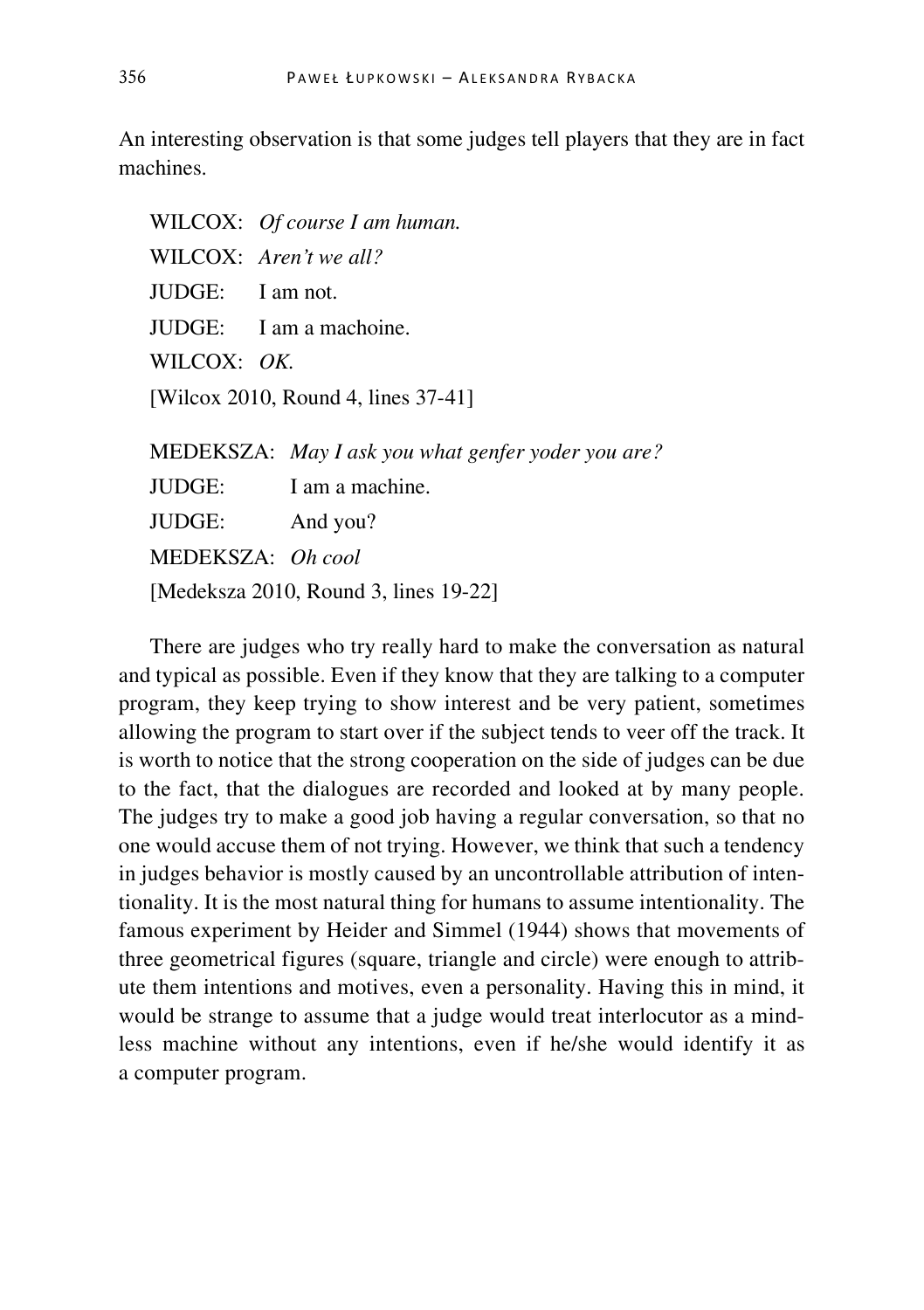An interesting observation is that some judges tell players that they are in fact machines.

WILCOX: *Of course I am human.*  
WILCOX: *Aren't we all?*  
JUDGE: I am not.  
JUDGE: I am a machoine.  
WILCOX: *OK.*  
[Wilcox 2010, Round 4, lines 37-41]

MEDEKSZA: *May I ask you what genfer yoder you are?*  
JUDGE: I am a machine.  
JUDGE: And you?  
MEDEKSZA: *Oh cool*  
[Medeksza 2010, Round 3, lines 19-22]

There are judges who try really hard to make the conversation as natural and typical as possible. Even if they know that they are talking to a computer program, they keep trying to show interest and be very patient, sometimes allowing the program to start over if the subject tends to veer off the track. It is worth to notice that the strong cooperation on the side of judges can be due to the fact, that the dialogues are recorded and looked at by many people. The judges try to make a good job having a regular conversation, so that no one would accuse them of not trying. However, we think that such a tendency in judges behavior is mostly caused by an uncontrollable attribution of intentionality. It is the most natural thing for humans to assume intentionality. The famous experiment by Heider and Simmel (1944) shows that movements of three geometrical figures (square, triangle and circle) were enough to attribute them intentions and motives, even a personality. Having this in mind, it would be strange to assume that a judge would treat interlocutor as a mindless machine without any intentions, even if he/she would identify it as a computer program.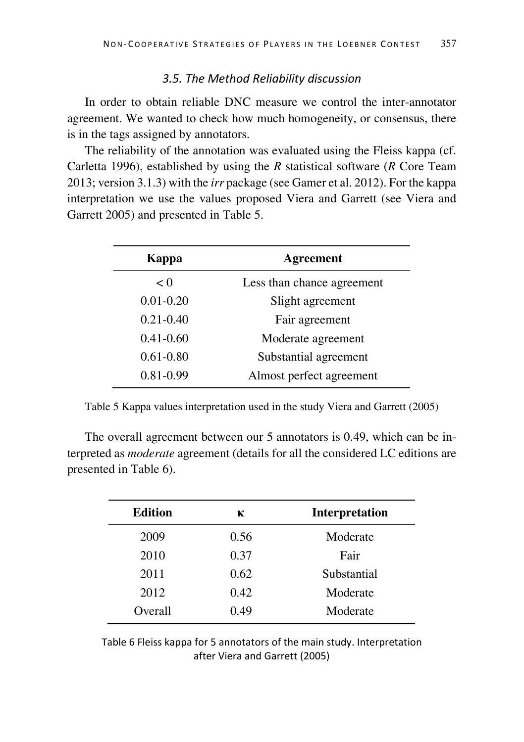### *3.5. The Method Reliability discussion*

In order to obtain reliable DNC measure we control the inter-annotator agreement. We wanted to check how much homogeneity, or consensus, there is in the tags assigned by annotators.

The reliability of the annotation was evaluated using the Fleiss kappa (cf. Carletta 1996), established by using the *R* statistical software (*R* Core Team 2013; version 3.1.3) with the *irr* package (see Gamer et al. 2012). For the kappa interpretation we use the values proposed Viera and Garrett (see Viera and Garrett 2005) and presented in Table 5.

| Kappa | Agreement |
|---|---|
| < 0 | Less than chance agreement |
| 0.01-0.20 | Slight agreement |
| 0.21-0.40 | Fair agreement |
| 0.41-0.60 | Moderate agreement |
| 0.61-0.80 | Substantial agreement |
| 0.81-0.99 | Almost perfect agreement |

Table 5 Kappa values interpretation used in the study Viera and Garrett (2005)

The overall agreement between our 5 annotators is 0.49, which can be interpreted as *moderate* agreement (details for all the considered LC editions are presented in Table 6).

| Edition | κ | Interpretation |
|---|---|---|
| 2009 | 0.56 | Moderate |
| 2010 | 0.37 | Fair |
| 2011 | 0.62 | Substantial |
| 2012 | 0.42 | Moderate |
| Overall | 0.49 | Moderate |

Table 6 Fleiss kappa for 5 annotators of the main study. Interpretation after Viera and Garrett (2005)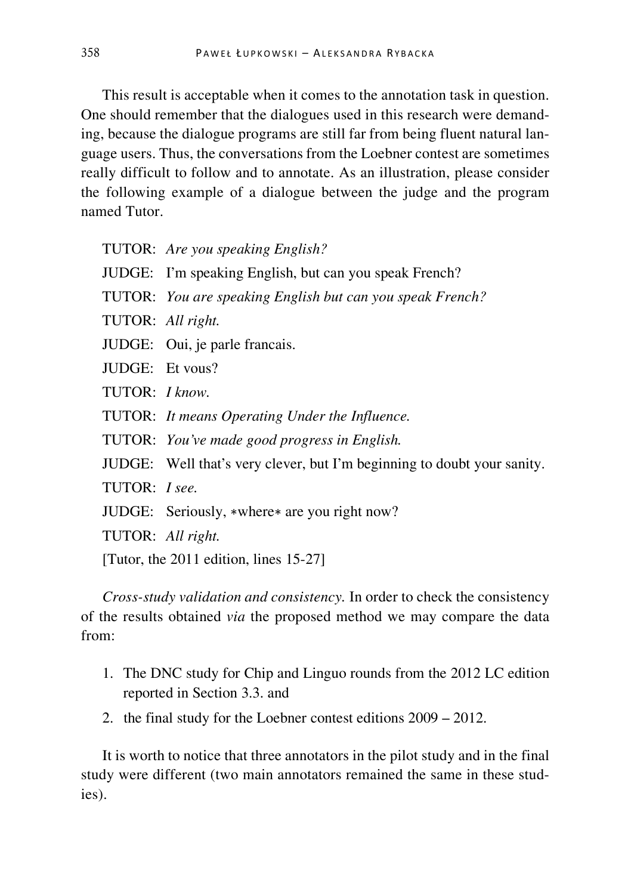This result is acceptable when it comes to the annotation task in question. One should remember that the dialogues used in this research were demanding, because the dialogue programs are still far from being fluent natural language users. Thus, the conversations from the Loebner contest are sometimes really difficult to follow and to annotate. As an illustration, please consider the following example of a dialogue between the judge and the program named Tutor.

TUTOR: *Are you speaking English?*
JUDGE: I'm speaking English, but can you speak French?
TUTOR: *You are speaking English but can you speak French?*
TUTOR: *All right.*
JUDGE: Oui, je parle francais.
JUDGE: Et vous?
TUTOR: *I know.*
TUTOR: *It means Operating Under the Influence.*
TUTOR: *You've made good progress in English.*
JUDGE: Well that's very clever, but I'm beginning to doubt your sanity.
TUTOR: *I see.*
JUDGE: Seriously, ∗where∗ are you right now?
TUTOR: *All right.*
[Tutor, the 2011 edition, lines 15-27]

*Cross-study validation and consistency.* In order to check the consistency of the results obtained *via* the proposed method we may compare the data from:

1. The DNC study for Chip and Linguo rounds from the 2012 LC edition reported in Section 3.3. and
2. the final study for the Loebner contest editions 2009 – 2012.

It is worth to notice that three annotators in the pilot study and in the final study were different (two main annotators remained the same in these studies).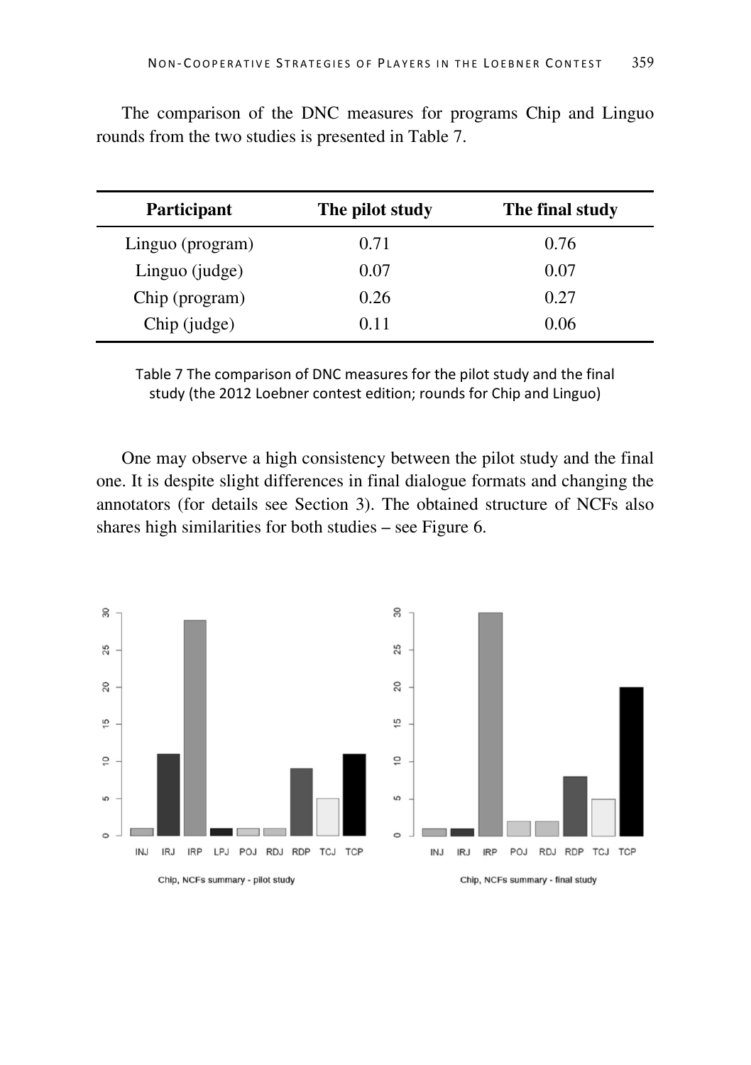The comparison of the DNC measures for programs Chip and Linguo rounds from the two studies is presented in Table 7.

| Participant | The pilot study | The final study |
|---|---|---|
| Linguo (program) | 0.71 | 0.76 |
| Linguo (judge) | 0.07 | 0.07 |
| Chip (program) | 0.26 | 0.27 |
| Chip (judge) | 0.11 | 0.06 |

Table 7 The comparison of DNC measures for the pilot study and the final study (the 2012 Loebner contest edition; rounds for Chip and Linguo)

One may observe a high consistency between the pilot study and the final one. It is despite slight differences in final dialogue formats and changing the annotators (for details see Section 3). The obtained structure of NCFs also shares high similarities for both studies – see Figure 6.

Chip, NCFs summary - pilot study

Chip, NCFs summary - final study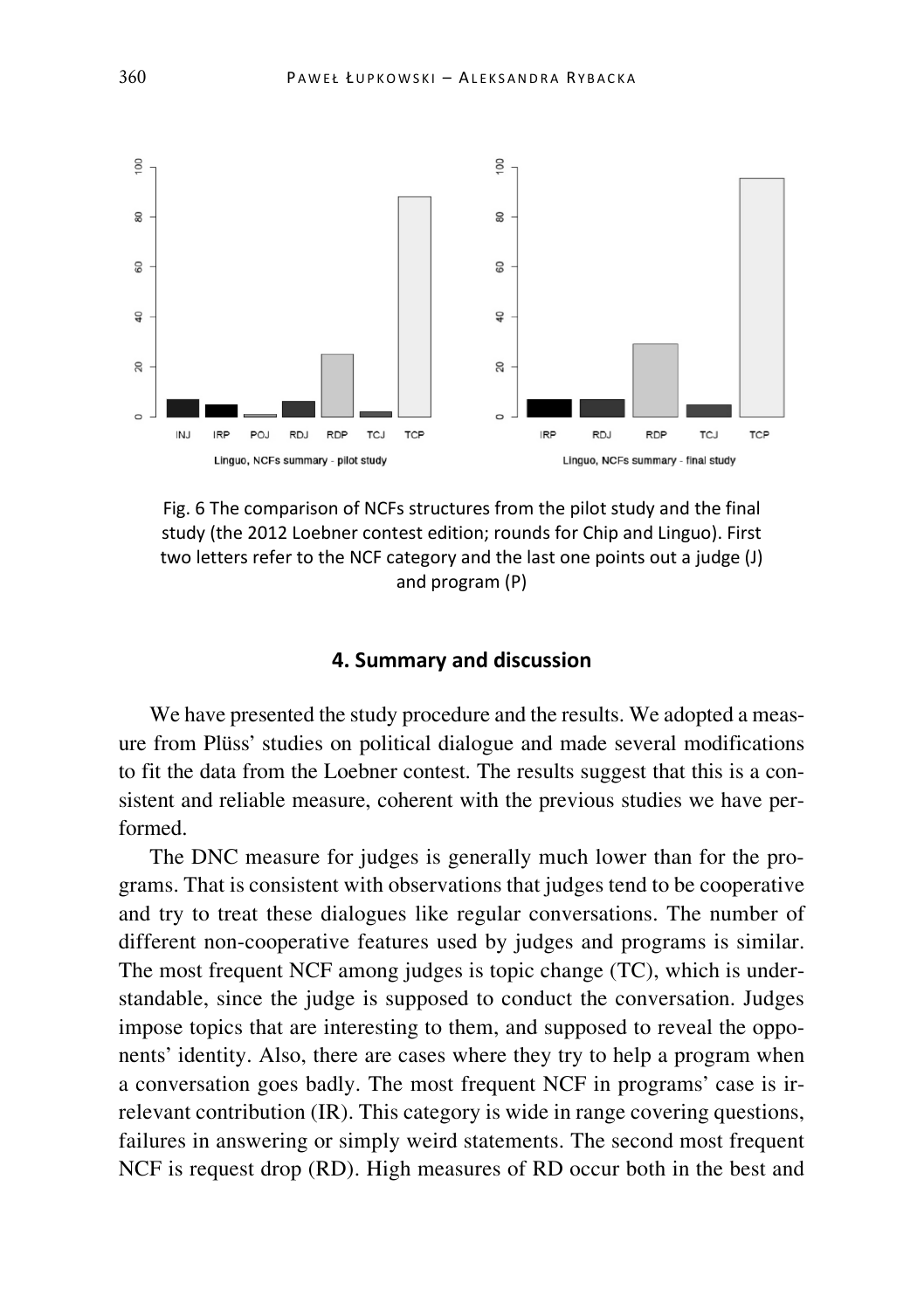Fig. 6 The comparison of NCFs structures from the pilot study and the final study (the 2012 Loebner contest edition; rounds for Chip and Linguo). First two letters refer to the NCF category and the last one points out a judge (J) and program (P)

## 4. Summary and discussion

We have presented the study procedure and the results. We adopted a measure from Plüss' studies on political dialogue and made several modifications to fit the data from the Loebner contest. The results suggest that this is a consistent and reliable measure, coherent with the previous studies we have performed.

The DNC measure for judges is generally much lower than for the programs. That is consistent with observations that judges tend to be cooperative and try to treat these dialogues like regular conversations. The number of different non-cooperative features used by judges and programs is similar. The most frequent NCF among judges is topic change (TC), which is understandable, since the judge is supposed to conduct the conversation. Judges impose topics that are interesting to them, and supposed to reveal the opponents' identity. Also, there are cases where they try to help a program when a conversation goes badly. The most frequent NCF in programs' case is irrelevant contribution (IR). This category is wide in range covering questions, failures in answering or simply weird statements. The second most frequent NCF is request drop (RD). High measures of RD occur both in the best and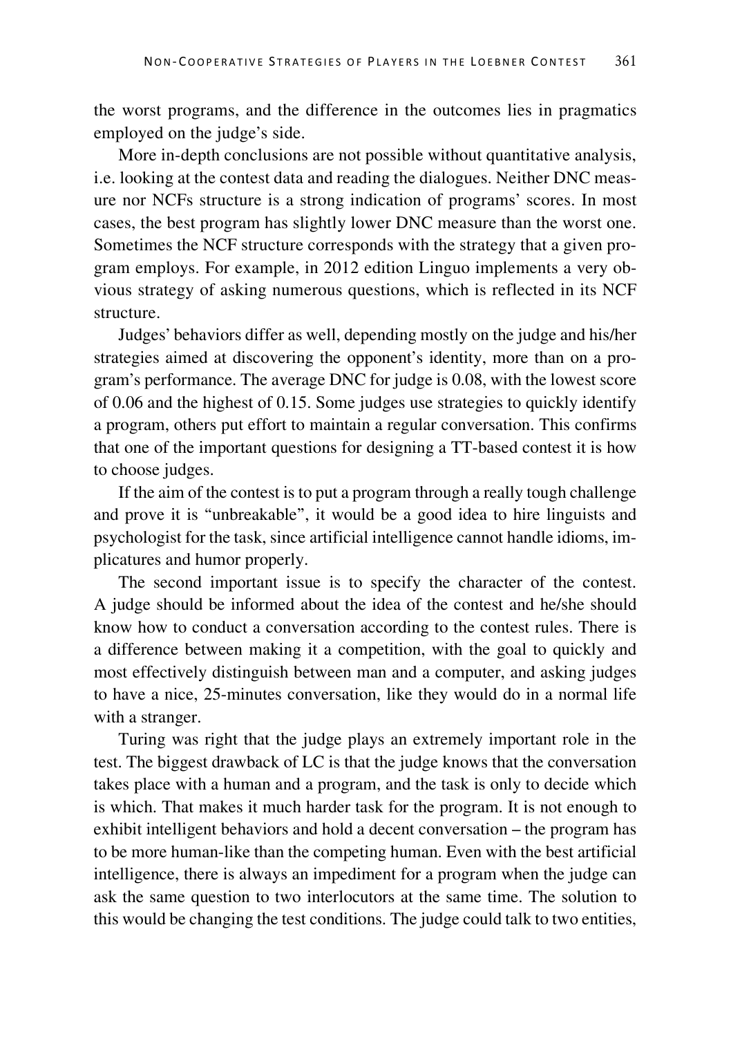the worst programs, and the difference in the outcomes lies in pragmatics employed on the judge's side.

More in-depth conclusions are not possible without quantitative analysis, i.e. looking at the contest data and reading the dialogues. Neither DNC measure nor NCFs structure is a strong indication of programs' scores. In most cases, the best program has slightly lower DNC measure than the worst one. Sometimes the NCF structure corresponds with the strategy that a given program employs. For example, in 2012 edition Linguo implements a very obvious strategy of asking numerous questions, which is reflected in its NCF structure.

Judges' behaviors differ as well, depending mostly on the judge and his/her strategies aimed at discovering the opponent's identity, more than on a program's performance. The average DNC for judge is 0.08, with the lowest score of 0.06 and the highest of 0.15. Some judges use strategies to quickly identify a program, others put effort to maintain a regular conversation. This confirms that one of the important questions for designing a TT-based contest it is how to choose judges.

If the aim of the contest is to put a program through a really tough challenge and prove it is "unbreakable", it would be a good idea to hire linguists and psychologist for the task, since artificial intelligence cannot handle idioms, implicatures and humor properly.

The second important issue is to specify the character of the contest. A judge should be informed about the idea of the contest and he/she should know how to conduct a conversation according to the contest rules. There is a difference between making it a competition, with the goal to quickly and most effectively distinguish between man and a computer, and asking judges to have a nice, 25-minutes conversation, like they would do in a normal life with a stranger.

Turing was right that the judge plays an extremely important role in the test. The biggest drawback of LC is that the judge knows that the conversation takes place with a human and a program, and the task is only to decide which is which. That makes it much harder task for the program. It is not enough to exhibit intelligent behaviors and hold a decent conversation – the program has to be more human-like than the competing human. Even with the best artificial intelligence, there is always an impediment for a program when the judge can ask the same question to two interlocutors at the same time. The solution to this would be changing the test conditions. The judge could talk to two entities,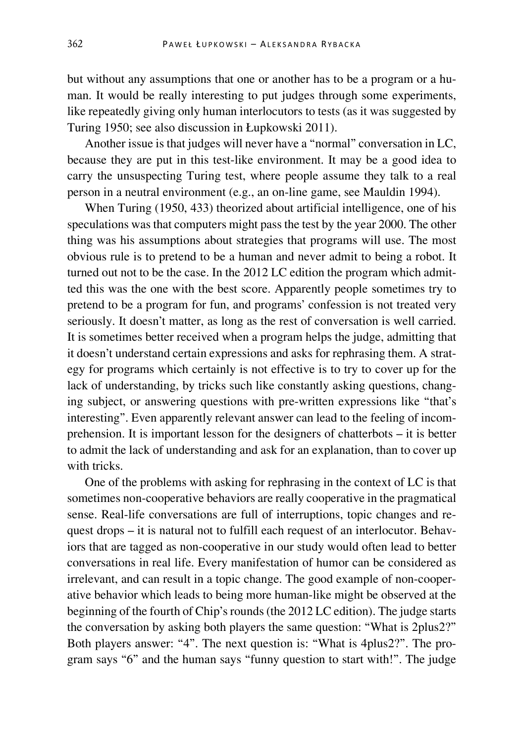but without any assumptions that one or another has to be a program or a human. It would be really interesting to put judges through some experiments, like repeatedly giving only human interlocutors to tests (as it was suggested by Turing 1950; see also discussion in Łupkowski 2011).

Another issue is that judges will never have a "normal" conversation in LC, because they are put in this test-like environment. It may be a good idea to carry the unsuspecting Turing test, where people assume they talk to a real person in a neutral environment (e.g., an on-line game, see Mauldin 1994).

When Turing (1950, 433) theorized about artificial intelligence, one of his speculations was that computers might pass the test by the year 2000. The other thing was his assumptions about strategies that programs will use. The most obvious rule is to pretend to be a human and never admit to being a robot. It turned out not to be the case. In the 2012 LC edition the program which admitted this was the one with the best score. Apparently people sometimes try to pretend to be a program for fun, and programs' confession is not treated very seriously. It doesn't matter, as long as the rest of conversation is well carried. It is sometimes better received when a program helps the judge, admitting that it doesn't understand certain expressions and asks for rephrasing them. A strategy for programs which certainly is not effective is to try to cover up for the lack of understanding, by tricks such like constantly asking questions, changing subject, or answering questions with pre-written expressions like "that's interesting". Even apparently relevant answer can lead to the feeling of incomprehension. It is important lesson for the designers of chatterbots – it is better to admit the lack of understanding and ask for an explanation, than to cover up with tricks.

One of the problems with asking for rephrasing in the context of LC is that sometimes non-cooperative behaviors are really cooperative in the pragmatical sense. Real-life conversations are full of interruptions, topic changes and request drops – it is natural not to fulfill each request of an interlocutor. Behaviors that are tagged as non-cooperative in our study would often lead to better conversations in real life. Every manifestation of humor can be considered as irrelevant, and can result in a topic change. The good example of non-cooperative behavior which leads to being more human-like might be observed at the beginning of the fourth of Chip's rounds (the 2012 LC edition). The judge starts the conversation by asking both players the same question: "What is 2plus2?" Both players answer: "4". The next question is: "What is 4plus2?". The program says "6" and the human says "funny question to start with!". The judge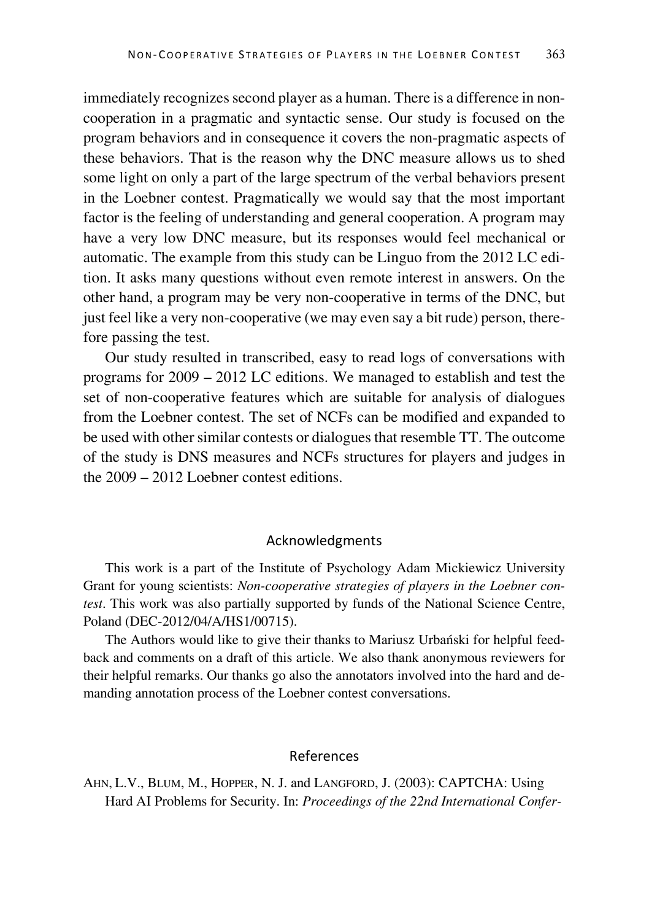immediately recognizes second player as a human. There is a difference in non-cooperation in a pragmatic and syntactic sense. Our study is focused on the program behaviors and in consequence it covers the non-pragmatic aspects of these behaviors. That is the reason why the DNC measure allows us to shed some light on only a part of the large spectrum of the verbal behaviors present in the Loebner contest. Pragmatically we would say that the most important factor is the feeling of understanding and general cooperation. A program may have a very low DNC measure, but its responses would feel mechanical or automatic. The example from this study can be Linguo from the 2012 LC edition. It asks many questions without even remote interest in answers. On the other hand, a program may be very non-cooperative in terms of the DNC, but just feel like a very non-cooperative (we may even say a bit rude) person, therefore passing the test.

Our study resulted in transcribed, easy to read logs of conversations with programs for 2009 – 2012 LC editions. We managed to establish and test the set of non-cooperative features which are suitable for analysis of dialogues from the Loebner contest. The set of NCFs can be modified and expanded to be used with other similar contests or dialogues that resemble TT. The outcome of the study is DNS measures and NCFs structures for players and judges in the 2009 – 2012 Loebner contest editions.

## Acknowledgments

This work is a part of the Institute of Psychology Adam Mickiewicz University Grant for young scientists: *Non-cooperative strategies of players in the Loebner contest*. This work was also partially supported by funds of the National Science Centre, Poland (DEC-2012/04/A/HS1/00715).

The Authors would like to give their thanks to Mariusz Urbański for helpful feedback and comments on a draft of this article. We also thank anonymous reviewers for their helpful remarks. Our thanks go also the annotators involved into the hard and demanding annotation process of the Loebner contest conversations.

## References

AHN, L.V., BLUM, M., HOPPER, N. J. and LANGFORD, J. (2003): CAPTCHA: Using Hard AI Problems for Security. In: *Proceedings of the 22nd International Confer-*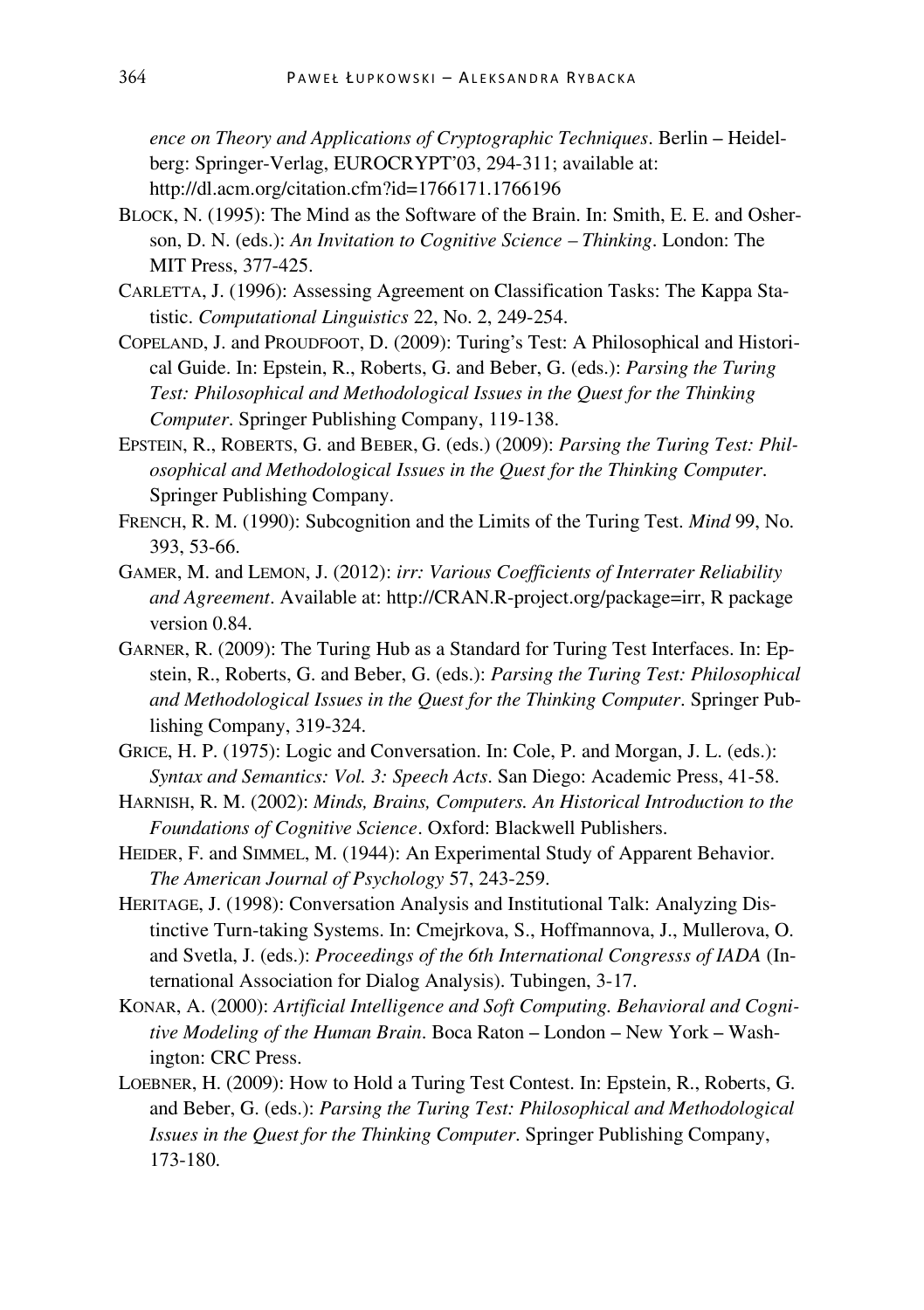*ence on Theory and Applications of Cryptographic Techniques*. Berlin – Heidelberg: Springer-Verlag, EUROCRYPT'03, 294-311; available at: http://dl.acm.org/citation.cfm?id=1766171.1766196

BLOCK, N. (1995): The Mind as the Software of the Brain. In: Smith, E. E. and Osherson, D. N. (eds.): *An Invitation to Cognitive Science – Thinking*. London: The MIT Press, 377-425.

CARLETTA, J. (1996): Assessing Agreement on Classification Tasks: The Kappa Statistic. *Computational Linguistics* 22, No. 2, 249-254.

COPELAND, J. and PROUDFOOT, D. (2009): Turing's Test: A Philosophical and Historical Guide. In: Epstein, R., Roberts, G. and Beber, G. (eds.): *Parsing the Turing Test: Philosophical and Methodological Issues in the Quest for the Thinking Computer*. Springer Publishing Company, 119-138.

EPSTEIN, R., ROBERTS, G. and BEBER, G. (eds.) (2009): *Parsing the Turing Test: Philosophical and Methodological Issues in the Quest for the Thinking Computer*. Springer Publishing Company.

FRENCH, R. M. (1990): Subcognition and the Limits of the Turing Test. *Mind* 99, No. 393, 53-66.

GAMER, M. and LEMON, J. (2012): *irr: Various Coefficients of Interrater Reliability and Agreement*. Available at: http://CRAN.R-project.org/package=irr, R package version 0.84.

GARNER, R. (2009): The Turing Hub as a Standard for Turing Test Interfaces. In: Epstein, R., Roberts, G. and Beber, G. (eds.): *Parsing the Turing Test: Philosophical and Methodological Issues in the Quest for the Thinking Computer*. Springer Publishing Company, 319-324.

GRICE, H. P. (1975): Logic and Conversation. In: Cole, P. and Morgan, J. L. (eds.): *Syntax and Semantics: Vol. 3: Speech Acts*. San Diego: Academic Press, 41-58.

HARNISH, R. M. (2002): *Minds, Brains, Computers. An Historical Introduction to the Foundations of Cognitive Science*. Oxford: Blackwell Publishers.

HEIDER, F. and SIMMEL, M. (1944): An Experimental Study of Apparent Behavior. *The American Journal of Psychology* 57, 243-259.

HERITAGE, J. (1998): Conversation Analysis and Institutional Talk: Analyzing Distinctive Turn-taking Systems. In: Cmejrkova, S., Hoffmannova, J., Mullerova, O. and Svetla, J. (eds.): *Proceedings of the 6th International Congresss of IADA* (International Association for Dialog Analysis). Tubingen, 3-17.

KONAR, A. (2000): *Artificial Intelligence and Soft Computing. Behavioral and Cognitive Modeling of the Human Brain*. Boca Raton – London – New York – Washington: CRC Press.

LOEBNER, H. (2009): How to Hold a Turing Test Contest. In: Epstein, R., Roberts, G. and Beber, G. (eds.): *Parsing the Turing Test: Philosophical and Methodological Issues in the Quest for the Thinking Computer*. Springer Publishing Company, 173-180.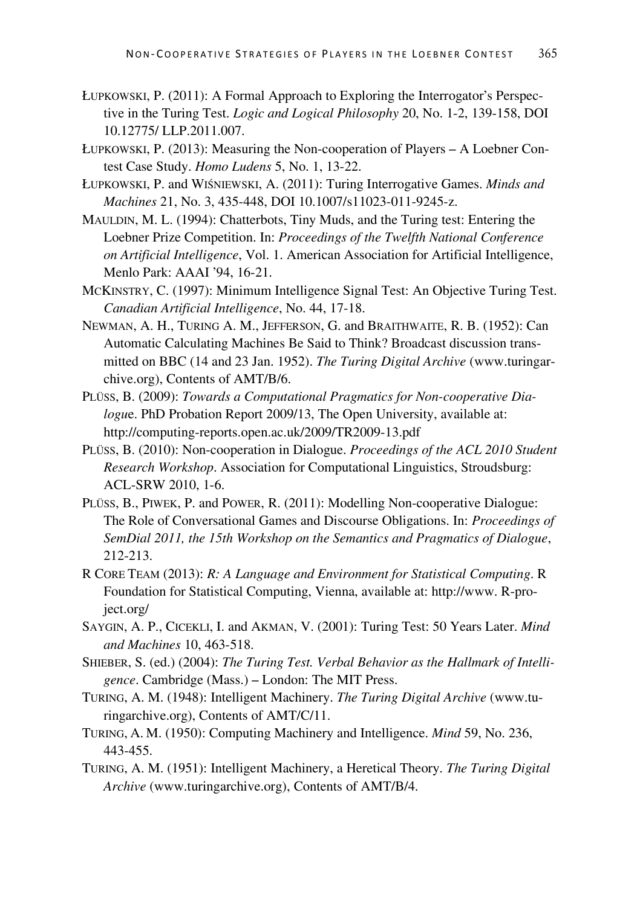ŁUPKOWSKI, P. (2011): A Formal Approach to Exploring the Interrogator's Perspective in the Turing Test. *Logic and Logical Philosophy* 20, No. 1-2, 139-158, DOI 10.12775/ LLP.2011.007.

ŁUPKOWSKI, P. (2013): Measuring the Non-cooperation of Players – A Loebner Contest Case Study. *Homo Ludens* 5, No. 1, 13-22.

ŁUPKOWSKI, P. and WIŚNIEWSKI, A. (2011): Turing Interrogative Games. *Minds and Machines* 21, No. 3, 435-448, DOI 10.1007/s11023-011-9245-z.

MAULDIN, M. L. (1994): Chatterbots, Tiny Muds, and the Turing test: Entering the Loebner Prize Competition. In: *Proceedings of the Twelfth National Conference on Artificial Intelligence*, Vol. 1. American Association for Artificial Intelligence, Menlo Park: AAAI '94, 16-21.

MCKINSTRY, C. (1997): Minimum Intelligence Signal Test: An Objective Turing Test. *Canadian Artificial Intelligence*, No. 44, 17-18.

NEWMAN, A. H., TURING A. M., JEFFERSON, G. and BRAITHWAITE, R. B. (1952): Can Automatic Calculating Machines Be Said to Think? Broadcast discussion transmitted on BBC (14 and 23 Jan. 1952). *The Turing Digital Archive* (www.turingarchive.org), Contents of AMT/B/6.

PLÜSS, B. (2009): *Towards a Computational Pragmatics for Non-cooperative Dialogue*. PhD Probation Report 2009/13, The Open University, available at: http://computing-reports.open.ac.uk/2009/TR2009-13.pdf

PLÜSS, B. (2010): Non-cooperation in Dialogue. *Proceedings of the ACL 2010 Student Research Workshop*. Association for Computational Linguistics, Stroudsburg: ACL-SRW 2010, 1-6.

PLÜSS, B., PIWEK, P. and POWER, R. (2011): Modelling Non-cooperative Dialogue: The Role of Conversational Games and Discourse Obligations. In: *Proceedings of SemDial 2011, the 15th Workshop on the Semantics and Pragmatics of Dialogue*, 212-213.

R CORE TEAM (2013): *R: A Language and Environment for Statistical Computing*. R Foundation for Statistical Computing, Vienna, available at: http://www. R-project.org/

SAYGIN, A. P., CICEKLI, I. and AKMAN, V. (2001): Turing Test: 50 Years Later. *Mind and Machines* 10, 463-518.

SHIEBER, S. (ed.) (2004): *The Turing Test. Verbal Behavior as the Hallmark of Intelligence*. Cambridge (Mass.) – London: The MIT Press.

TURING, A. M. (1948): Intelligent Machinery. *The Turing Digital Archive* (www.turingarchive.org), Contents of AMT/C/11.

TURING, A. M. (1950): Computing Machinery and Intelligence. *Mind* 59, No. 236, 443-455.

TURING, A. M. (1951): Intelligent Machinery, a Heretical Theory. *The Turing Digital Archive* (www.turingarchive.org), Contents of AMT/B/4.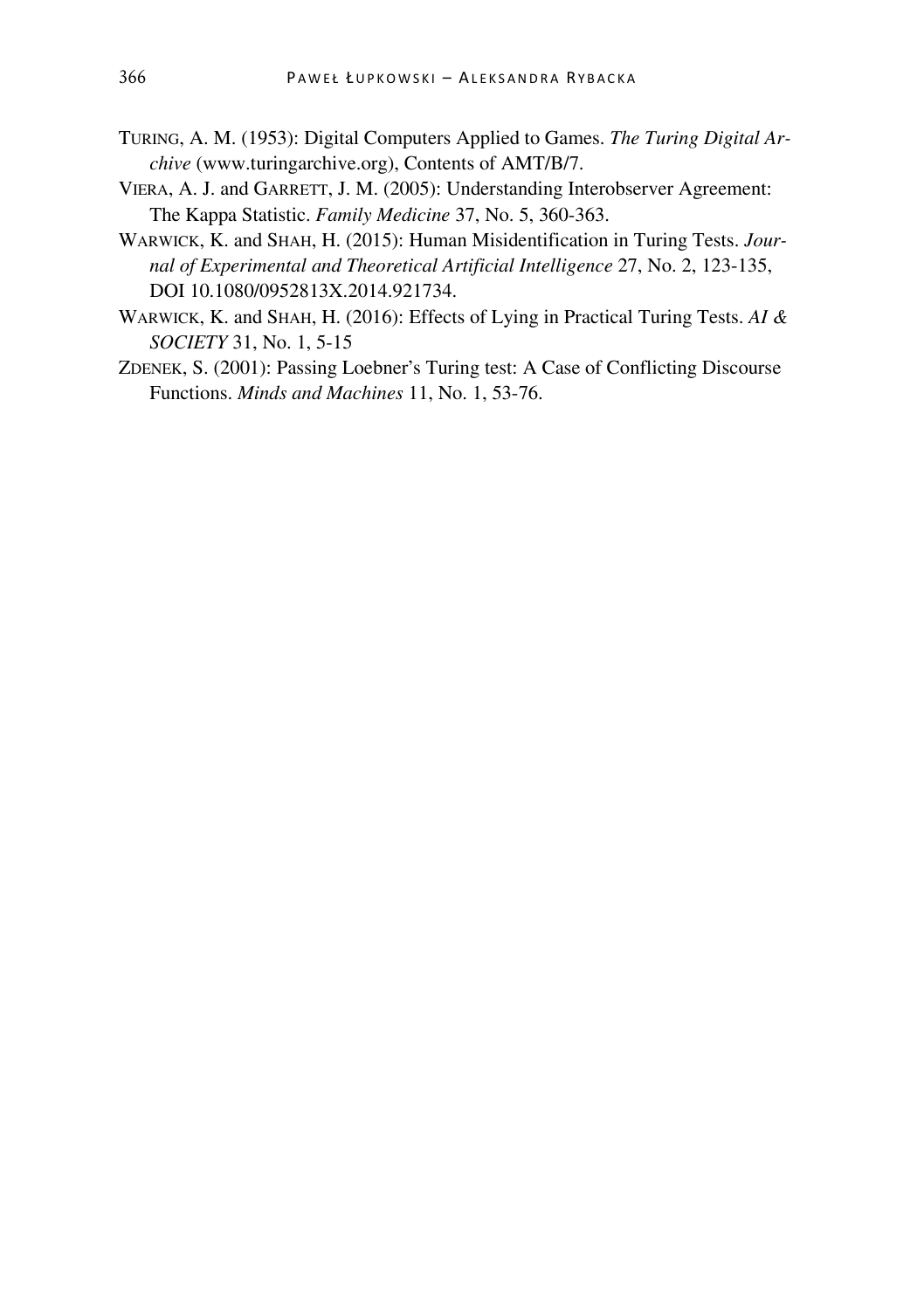TURING, A. M. (1953): Digital Computers Applied to Games. *The Turing Digital Archive* (www.turingarchive.org), Contents of AMT/B/7.

VIERA, A. J. and GARRETT, J. M. (2005): Understanding Interobserver Agreement: The Kappa Statistic. *Family Medicine* 37, No. 5, 360-363.

WARWICK, K. and SHAH, H. (2015): Human Misidentification in Turing Tests. *Journal of Experimental and Theoretical Artificial Intelligence* 27, No. 2, 123-135, DOI 10.1080/0952813X.2014.921734.

WARWICK, K. and SHAH, H. (2016): Effects of Lying in Practical Turing Tests. *AI & SOCIETY* 31, No. 1, 5-15

ZDENEK, S. (2001): Passing Loebner's Turing test: A Case of Conflicting Discourse Functions. *Minds and Machines* 11, No. 1, 53-76.